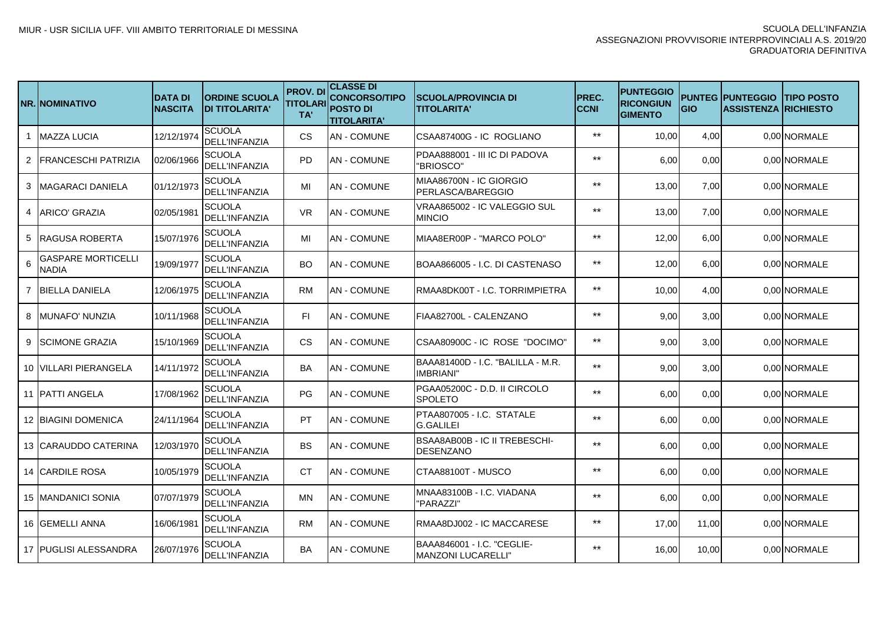MIUR - USR SICILIA UFF. VIII AMBITO TERRITORIALE DI MESSINA

SCUOLA DELL'INFANZIA
ASSEGNAZIONI PROVVISORIE INTERPROVINCIALI A.S. 2019/20
GRADUATORIA DEFINITIVA

| NR. | NOMINATIVO | DATA DI NASCITA | ORDINE SCUOLA DI TITOLARITA' | PROV. DI TITOLARITA' | CLASSE DI CONCORSO/TIPO POSTO DI TITOLARITA' | SCUOLA/PROVINCIA DI TITOLARITA' | PREC. CCNI | PUNTEGGIO RICONGIUNGIMENTO | PUNTEGGIO | PUNTEGGIO ASSISTENZA | TIPO POSTO RICHIESTO |
|---|---|---|---|---|---|---|---|---|---|---|---|
| 1 | MAZZA LUCIA | 12/12/1974 | SCUOLA DELL'INFANZIA | CS | AN - COMUNE | CSAA87400G - IC ROGLIANO | ** | 10,00 | 4,00 | 0,00 | NORMALE |
| 2 | FRANCESCHI PATRIZIA | 02/06/1966 | SCUOLA DELL'INFANZIA | PD | AN - COMUNE | PDAA888001 - III IC DI PADOVA "BRIOSCO" | ** | 6,00 | 0,00 | 0,00 | NORMALE |
| 3 | MAGARACI DANIELA | 01/12/1973 | SCUOLA DELL'INFANZIA | MI | AN - COMUNE | MIAA86700N - IC GIORGIO PERLASCA/BAREGGIO | ** | 13,00 | 7,00 | 0,00 | NORMALE |
| 4 | ARICO' GRAZIA | 02/05/1981 | SCUOLA DELL'INFANZIA | VR | AN - COMUNE | VRAA865002 - IC VALEGGIO SUL MINCIO | ** | 13,00 | 7,00 | 0,00 | NORMALE |
| 5 | RAGUSA ROBERTA | 15/07/1976 | SCUOLA DELL'INFANZIA | MI | AN - COMUNE | MIAA8ER00P - "MARCO POLO" | ** | 12,00 | 6,00 | 0,00 | NORMALE |
| 6 | GASPARE MORTICELLI NADIA | 19/09/1977 | SCUOLA DELL'INFANZIA | BO | AN - COMUNE | BOAA866005 - I.C. DI CASTENASO | ** | 12,00 | 6,00 | 0,00 | NORMALE |
| 7 | BIELLA DANIELA | 12/06/1975 | SCUOLA DELL'INFANZIA | RM | AN - COMUNE | RMAA8DK00T - I.C. TORRIMPIETRA | ** | 10,00 | 4,00 | 0,00 | NORMALE |
| 8 | MUNAFO' NUNZIA | 10/11/1968 | SCUOLA DELL'INFANZIA | FI | AN - COMUNE | FIAA82700L - CALENZANO | ** | 9,00 | 3,00 | 0,00 | NORMALE |
| 9 | SCIMONE GRAZIA | 15/10/1969 | SCUOLA DELL'INFANZIA | CS | AN - COMUNE | CSAA80900C - IC ROSE "DOCIMO" | ** | 9,00 | 3,00 | 0,00 | NORMALE |
| 10 | VILLARI PIERANGELA | 14/11/1972 | SCUOLA DELL'INFANZIA | BA | AN - COMUNE | BAAA81400D - I.C. "BALILLA - M.R. IMBRIANI" | ** | 9,00 | 3,00 | 0,00 | NORMALE |
| 11 | PATTI ANGELA | 17/08/1962 | SCUOLA DELL'INFANZIA | PG | AN - COMUNE | PGAA05200C - D.D. II CIRCOLO SPOLETO | ** | 6,00 | 0,00 | 0,00 | NORMALE |
| 12 | BIAGINI DOMENICA | 24/11/1964 | SCUOLA DELL'INFANZIA | PT | AN - COMUNE | PTAA807005 - I.C. STATALE G.GALILEI | ** | 6,00 | 0,00 | 0,00 | NORMALE |
| 13 | CARAUDDO CATERINA | 12/03/1970 | SCUOLA DELL'INFANZIA | BS | AN - COMUNE | BSAA8AB00B - IC II TREBESCHI-DESENZANO | ** | 6,00 | 0,00 | 0,00 | NORMALE |
| 14 | CARDILE ROSA | 10/05/1979 | SCUOLA DELL'INFANZIA | CT | AN - COMUNE | CTAA88100T - MUSCO | ** | 6,00 | 0,00 | 0,00 | NORMALE |
| 15 | MANDANICI SONIA | 07/07/1979 | SCUOLA DELL'INFANZIA | MN | AN - COMUNE | MNAA83100B - I.C. VIADANA "PARAZZI" | ** | 6,00 | 0,00 | 0,00 | NORMALE |
| 16 | GEMELLI ANNA | 16/06/1981 | SCUOLA DELL'INFANZIA | RM | AN - COMUNE | RMAA8DJ002 - IC MACCARESE | ** | 17,00 | 11,00 | 0,00 | NORMALE |
| 17 | PUGLISI ALESSANDRA | 26/07/1976 | SCUOLA DELL'INFANZIA | BA | AN - COMUNE | BAAA846001 - I.C. "CEGLIE-MANZONI LUCARELLI" | ** | 16,00 | 10,00 | 0,00 | NORMALE |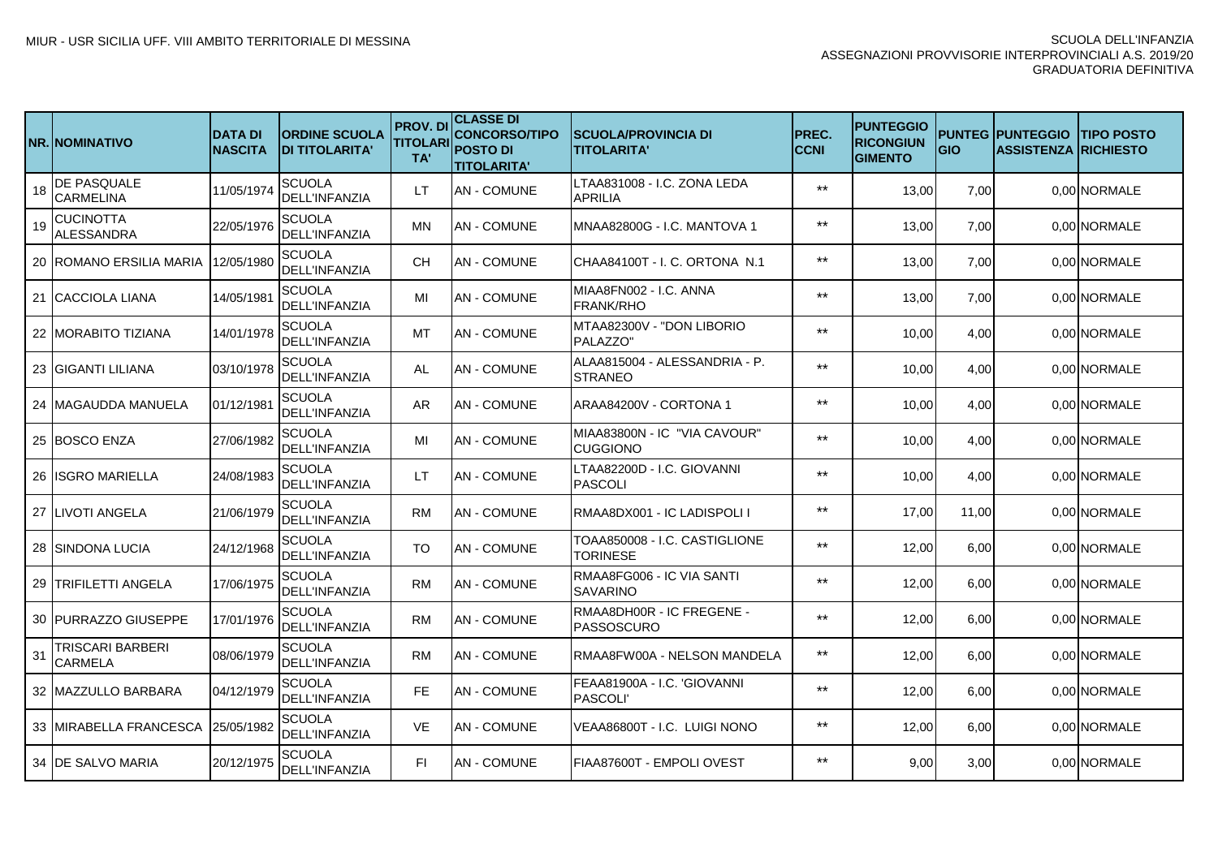| NR. | NOMINATIVO | DATA DI NASCITA | ORDINE SCUOLA DI TITOLARITA' | PROV. DI TITOLARITA' | CLASSE DI CONCORSO/TIPO POSTO DI TITOLARITA' | SCUOLA/PROVINCIA DI TITOLARITA' | PREC. CCNI | PUNTEGGIO RICONGIUNGIMENTO | PUNTEGGIO | PUNTEGGIO ASSISTENZA | TIPO POSTO RICHIESTO |
|---|---|---|---|---|---|---|---|---|---|---|---|
| 18 | DE PASQUALE CARMELINA | 11/05/1974 | SCUOLA DELL'INFANZIA | LT | AN - COMUNE | LTAA831008 - I.C. ZONA LEDA APRILIA | ** | 13,00 | 7,00 | 0,00 | NORMALE |
| 19 | CUCINOTTA ALESSANDRA | 22/05/1976 | SCUOLA DELL'INFANZIA | MN | AN - COMUNE | MNAA82800G - I.C. MANTOVA 1 | ** | 13,00 | 7,00 | 0,00 | NORMALE |
| 20 | ROMANO ERSILIA MARIA | 12/05/1980 | SCUOLA DELL'INFANZIA | CH | AN - COMUNE | CHAA84100T - I. C. ORTONA N.1 | ** | 13,00 | 7,00 | 0,00 | NORMALE |
| 21 | CACCIOLA LIANA | 14/05/1981 | SCUOLA DELL'INFANZIA | MI | AN - COMUNE | MIAA8FN002 - I.C. ANNA FRANK/RHO | ** | 13,00 | 7,00 | 0,00 | NORMALE |
| 22 | MORABITO TIZIANA | 14/01/1978 | SCUOLA DELL'INFANZIA | MT | AN - COMUNE | MTAA82300V - "DON LIBORIO PALAZZO" | ** | 10,00 | 4,00 | 0,00 | NORMALE |
| 23 | GIGANTI LILIANA | 03/10/1978 | SCUOLA DELL'INFANZIA | AL | AN - COMUNE | ALAA815004 - ALESSANDRIA - P. STRANEO | ** | 10,00 | 4,00 | 0,00 | NORMALE |
| 24 | MAGAUDDA MANUELA | 01/12/1981 | SCUOLA DELL'INFANZIA | AR | AN - COMUNE | ARAA84200V - CORTONA 1 | ** | 10,00 | 4,00 | 0,00 | NORMALE |
| 25 | BOSCO ENZA | 27/06/1982 | SCUOLA DELL'INFANZIA | MI | AN - COMUNE | MIAA83800N - IC "VIA CAVOUR" CUGGIONO | ** | 10,00 | 4,00 | 0,00 | NORMALE |
| 26 | ISGRO MARIELLA | 24/08/1983 | SCUOLA DELL'INFANZIA | LT | AN - COMUNE | LTAA82200D - I.C. GIOVANNI PASCOLI | ** | 10,00 | 4,00 | 0,00 | NORMALE |
| 27 | LIVOTI ANGELA | 21/06/1979 | SCUOLA DELL'INFANZIA | RM | AN - COMUNE | RMAA8DX001 - IC LADISPOLI I | ** | 17,00 | 11,00 | 0,00 | NORMALE |
| 28 | SINDONA LUCIA | 24/12/1968 | SCUOLA DELL'INFANZIA | TO | AN - COMUNE | TOAA850008 - I.C. CASTIGLIONE TORINESE | ** | 12,00 | 6,00 | 0,00 | NORMALE |
| 29 | TRIFILETTI ANGELA | 17/06/1975 | SCUOLA DELL'INFANZIA | RM | AN - COMUNE | RMAA8FG006 - IC VIA SANTI SAVARINO | ** | 12,00 | 6,00 | 0,00 | NORMALE |
| 30 | PURRAZZO GIUSEPPE | 17/01/1976 | SCUOLA DELL'INFANZIA | RM | AN - COMUNE | RMAA8DH00R - IC FREGENE - PASSOSCURO | ** | 12,00 | 6,00 | 0,00 | NORMALE |
| 31 | TRISCARI BARBERI CARMELA | 08/06/1979 | SCUOLA DELL'INFANZIA | RM | AN - COMUNE | RMAA8FW00A - NELSON MANDELA | ** | 12,00 | 6,00 | 0,00 | NORMALE |
| 32 | MAZZULLO BARBARA | 04/12/1979 | SCUOLA DELL'INFANZIA | FE | AN - COMUNE | FEAA81900A - I.C. 'GIOVANNI PASCOLI' | ** | 12,00 | 6,00 | 0,00 | NORMALE |
| 33 | MIRABELLA FRANCESCA | 25/05/1982 | SCUOLA DELL'INFANZIA | VE | AN - COMUNE | VEAA86800T - I.C. LUIGI NONO | ** | 12,00 | 6,00 | 0,00 | NORMALE |
| 34 | DE SALVO MARIA | 20/12/1975 | SCUOLA DELL'INFANZIA | FI | AN - COMUNE | FIAA87600T - EMPOLI OVEST | ** | 9,00 | 3,00 | 0,00 | NORMALE |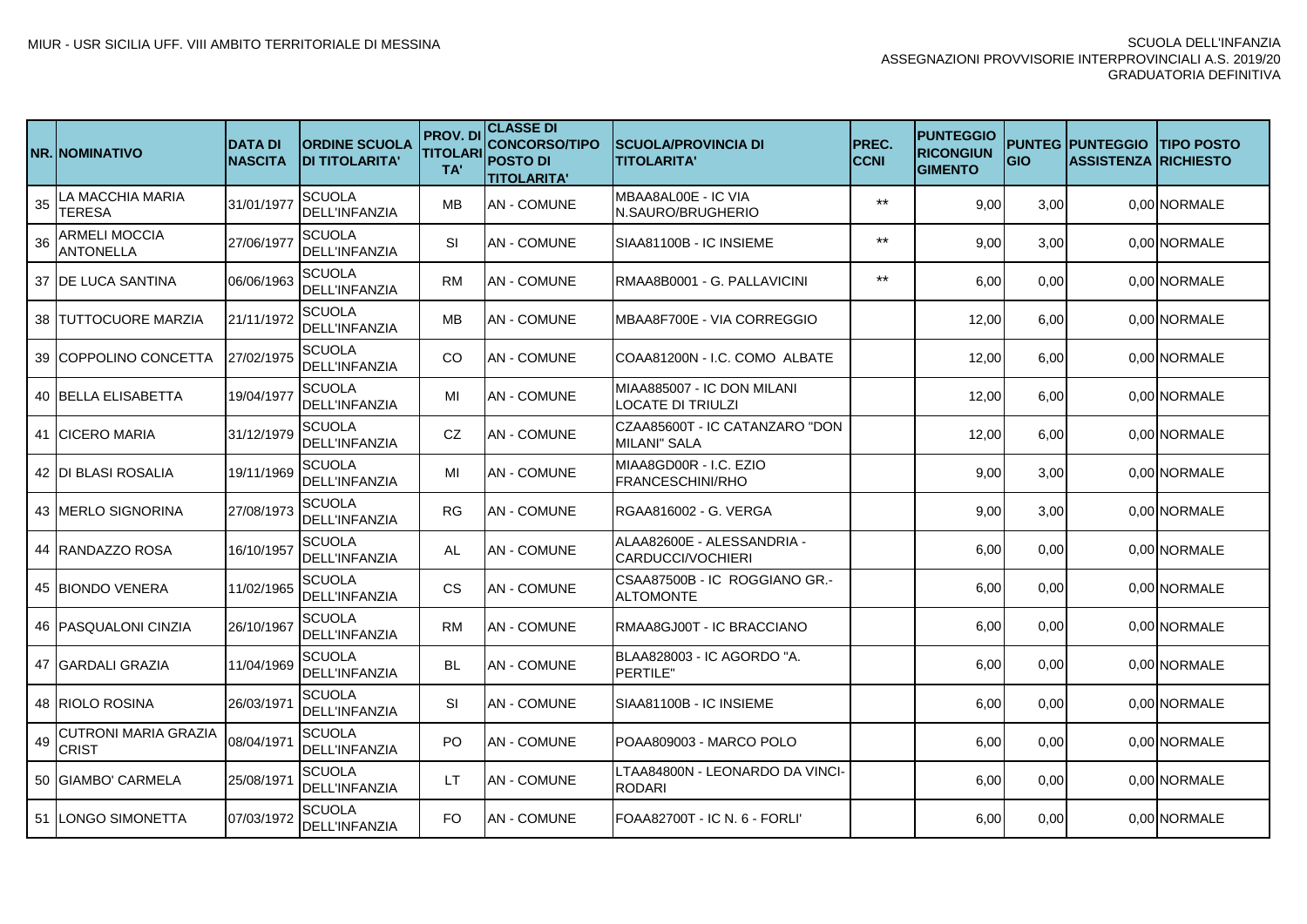| NR. | NOMINATIVO | DATA DI NASCITA | ORDINE SCUOLA DI TITOLARITA' | PROV. DI TITOLARITA' | CLASSE DI CONCORSO/TIPO POSTO DI TITOLARITA' | SCUOLA/PROVINCIA DI TITOLARITA' | PREC. CCNI | PUNTEGGIO RICONGIUNGIMENTO | PUNTEGGIO | PUNTEGGIO ASSISTENZA | TIPO POSTO RICHIESTO |
|---|---|---|---|---|---|---|---|---|---|---|---|
| 35 | LA MACCHIA MARIA TERESA | 31/01/1977 | SCUOLA DELL'INFANZIA | MB | AN - COMUNE | MBAA8AL00E - IC VIA N.SAURO/BRUGHERIO | ** | 9,00 | 3,00 | 0,00 | NORMALE |
| 36 | ARMELI MOCCIA ANTONELLA | 27/06/1977 | SCUOLA DELL'INFANZIA | SI | AN - COMUNE | SIAA81100B - IC INSIEME | ** | 9,00 | 3,00 | 0,00 | NORMALE |
| 37 | DE LUCA SANTINA | 06/06/1963 | SCUOLA DELL'INFANZIA | RM | AN - COMUNE | RMAA8B0001 - G. PALLAVICINI | ** | 6,00 | 0,00 | 0,00 | NORMALE |
| 38 | TUTTOCUORE MARZIA | 21/11/1972 | SCUOLA DELL'INFANZIA | MB | AN - COMUNE | MBAA8F700E - VIA CORREGGIO | | 12,00 | 6,00 | 0,00 | NORMALE |
| 39 | COPPOLINO CONCETTA | 27/02/1975 | SCUOLA DELL'INFANZIA | CO | AN - COMUNE | COAA81200N - I.C. COMO ALBATE | | 12,00 | 6,00 | 0,00 | NORMALE |
| 40 | BELLA ELISABETTA | 19/04/1977 | SCUOLA DELL'INFANZIA | MI | AN - COMUNE | MIAA885007 - IC DON MILANI LOCATE DI TRIULZI | | 12,00 | 6,00 | 0,00 | NORMALE |
| 41 | CICERO MARIA | 31/12/1979 | SCUOLA DELL'INFANZIA | CZ | AN - COMUNE | CZAA85600T - IC CATANZARO "DON MILANI" SALA | | 12,00 | 6,00 | 0,00 | NORMALE |
| 42 | DI BLASI ROSALIA | 19/11/1969 | SCUOLA DELL'INFANZIA | MI | AN - COMUNE | MIAA8GD00R - I.C. EZIO FRANCESCHINI/RHO | | 9,00 | 3,00 | 0,00 | NORMALE |
| 43 | MERLO SIGNORINA | 27/08/1973 | SCUOLA DELL'INFANZIA | RG | AN - COMUNE | RGAA816002 - G. VERGA | | 9,00 | 3,00 | 0,00 | NORMALE |
| 44 | RANDAZZO ROSA | 16/10/1957 | SCUOLA DELL'INFANZIA | AL | AN - COMUNE | ALAA82600E - ALESSANDRIA - CARDUCCI/VOCHIERI | | 6,00 | 0,00 | 0,00 | NORMALE |
| 45 | BIONDO VENERA | 11/02/1965 | SCUOLA DELL'INFANZIA | CS | AN - COMUNE | CSAA87500B - IC ROGGIANO GR.-ALTOMONTE | | 6,00 | 0,00 | 0,00 | NORMALE |
| 46 | PASQUALONI CINZIA | 26/10/1967 | SCUOLA DELL'INFANZIA | RM | AN - COMUNE | RMAA8GJ00T - IC BRACCIANO | | 6,00 | 0,00 | 0,00 | NORMALE |
| 47 | GARDALI GRAZIA | 11/04/1969 | SCUOLA DELL'INFANZIA | BL | AN - COMUNE | BLAA828003 - IC AGORDO "A. PERTILE" | | 6,00 | 0,00 | 0,00 | NORMALE |
| 48 | RIOLO ROSINA | 26/03/1971 | SCUOLA DELL'INFANZIA | SI | AN - COMUNE | SIAA81100B - IC INSIEME | | 6,00 | 0,00 | 0,00 | NORMALE |
| 49 | CUTRONI MARIA GRAZIA CRIST | 08/04/1971 | SCUOLA DELL'INFANZIA | PO | AN - COMUNE | POAA809003 - MARCO POLO | | 6,00 | 0,00 | 0,00 | NORMALE |
| 50 | GIAMBO' CARMELA | 25/08/1971 | SCUOLA DELL'INFANZIA | LT | AN - COMUNE | LTAA84800N - LEONARDO DA VINCI-RODARI | | 6,00 | 0,00 | 0,00 | NORMALE |
| 51 | LONGO SIMONETTA | 07/03/1972 | SCUOLA DELL'INFANZIA | FO | AN - COMUNE | FOAA82700T - IC N. 6 - FORLI' | | 6,00 | 0,00 | 0,00 | NORMALE |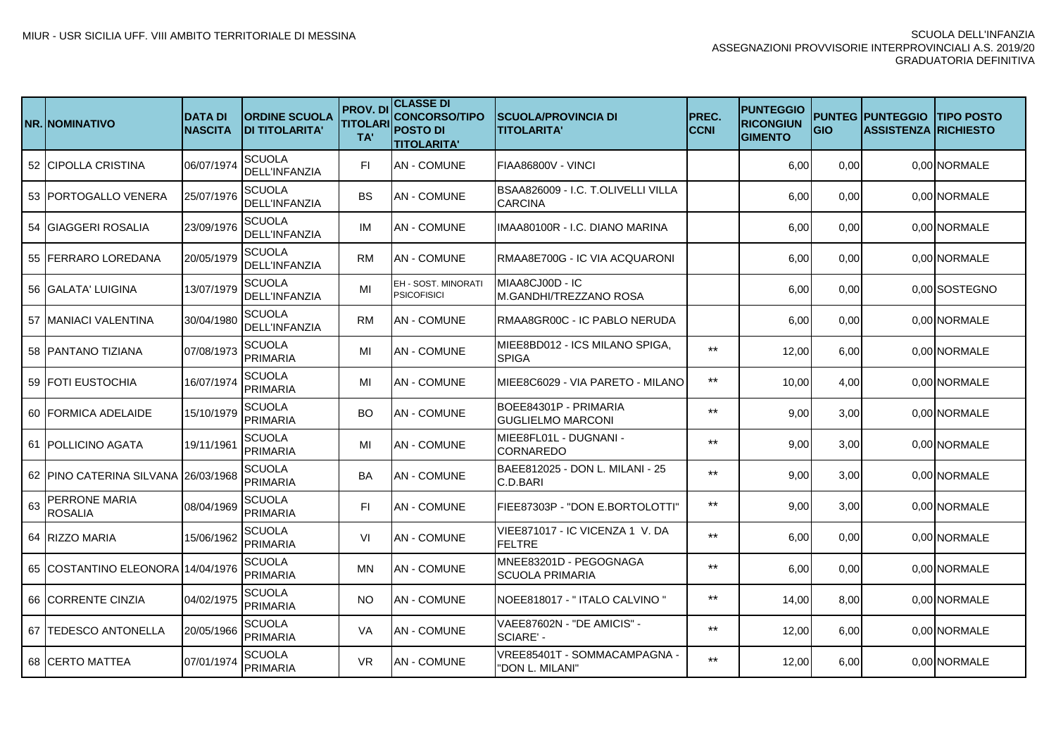| NR. | NOMINATIVO | DATA DI NASCITA | ORDINE SCUOLA DI TITOLARITA' | PROV. DI TITOLARITA' | CLASSE DI CONCORSO/TIPO POSTO DI TITOLARITA' | SCUOLA/PROVINCIA DI TITOLARITA' | PREC. CCNI | PUNTEGGIO RICONGIUNGIMENTO | PUNTEGGIO | PUNTEGGIO ASSISTENZA | TIPO POSTO RICHIESTO |
|---|---|---|---|---|---|---|---|---|---|---|---|
| 52 | CIPOLLA CRISTINA | 06/07/1974 | SCUOLA DELL'INFANZIA | FI | AN - COMUNE | FIAA86800V - VINCI | | 6,00 | 0,00 | 0,00 | NORMALE |
| 53 | PORTOGALLO VENERA | 25/07/1976 | SCUOLA DELL'INFANZIA | BS | AN - COMUNE | BSAA826009 - I.C. T.OLIVELLI VILLA CARCINA | | 6,00 | 0,00 | 0,00 | NORMALE |
| 54 | GIAGGERI ROSALIA | 23/09/1976 | SCUOLA DELL'INFANZIA | IM | AN - COMUNE | IMAA80100R - I.C. DIANO MARINA | | 6,00 | 0,00 | 0,00 | NORMALE |
| 55 | FERRARO LOREDANA | 20/05/1979 | SCUOLA DELL'INFANZIA | RM | AN - COMUNE | RMAA8E700G - IC VIA ACQUARONI | | 6,00 | 0,00 | 0,00 | NORMALE |
| 56 | GALATA' LUIGINA | 13/07/1979 | SCUOLA DELL'INFANZIA | MI | EH - SOST. MINORATI PSICOFISICI | MIAA8CJ00D - IC M.GANDHI/TREZZANO ROSA | | 6,00 | 0,00 | 0,00 | SOSTEGNO |
| 57 | MANIACI VALENTINA | 30/04/1980 | SCUOLA DELL'INFANZIA | RM | AN - COMUNE | RMAA8GR00C - IC PABLO NERUDA | | 6,00 | 0,00 | 0,00 | NORMALE |
| 58 | PANTANO TIZIANA | 07/08/1973 | SCUOLA PRIMARIA | MI | AN - COMUNE | MIEE8BD012 - ICS MILANO SPIGA, SPIGA | ** | 12,00 | 6,00 | 0,00 | NORMALE |
| 59 | FOTI EUSTOCHIA | 16/07/1974 | SCUOLA PRIMARIA | MI | AN - COMUNE | MIEE8C6029 - VIA PARETO - MILANO | ** | 10,00 | 4,00 | 0,00 | NORMALE |
| 60 | FORMICA ADELAIDE | 15/10/1979 | SCUOLA PRIMARIA | BO | AN - COMUNE | BOEE84301P - PRIMARIA GUGLIELMO MARCONI | ** | 9,00 | 3,00 | 0,00 | NORMALE |
| 61 | POLLICINO AGATA | 19/11/1961 | SCUOLA PRIMARIA | MI | AN - COMUNE | MIEE8FL01L - DUGNANI - CORNAREDO | ** | 9,00 | 3,00 | 0,00 | NORMALE |
| 62 | PINO CATERINA SILVANA | 26/03/1968 | SCUOLA PRIMARIA | BA | AN - COMUNE | BAEE812025 - DON L. MILANI - 25 C.D.BARI | ** | 9,00 | 3,00 | 0,00 | NORMALE |
| 63 | PERRONE MARIA ROSALIA | 08/04/1969 | SCUOLA PRIMARIA | FI | AN - COMUNE | FIEE87303P - "DON E.BORTOLOTTI" | ** | 9,00 | 3,00 | 0,00 | NORMALE |
| 64 | RIZZO MARIA | 15/06/1962 | SCUOLA PRIMARIA | VI | AN - COMUNE | VIEE871017 - IC VICENZA 1 V. DA FELTRE | ** | 6,00 | 0,00 | 0,00 | NORMALE |
| 65 | COSTANTINO ELEONORA | 14/04/1976 | SCUOLA PRIMARIA | MN | AN - COMUNE | MNEE83201D - PEGOGNAGA SCUOLA PRIMARIA | ** | 6,00 | 0,00 | 0,00 | NORMALE |
| 66 | CORRENTE CINZIA | 04/02/1975 | SCUOLA PRIMARIA | NO | AN - COMUNE | NOEE818017 - " ITALO CALVINO " | ** | 14,00 | 8,00 | 0,00 | NORMALE |
| 67 | TEDESCO ANTONELLA | 20/05/1966 | SCUOLA PRIMARIA | VA | AN - COMUNE | VAEE87602N - "DE AMICIS" - SCIARE' - | ** | 12,00 | 6,00 | 0,00 | NORMALE |
| 68 | CERTO MATTEA | 07/01/1974 | SCUOLA PRIMARIA | VR | AN - COMUNE | VREE85401T - SOMMACAMPAGNA - "DON L. MILANI" | ** | 12,00 | 6,00 | 0,00 | NORMALE |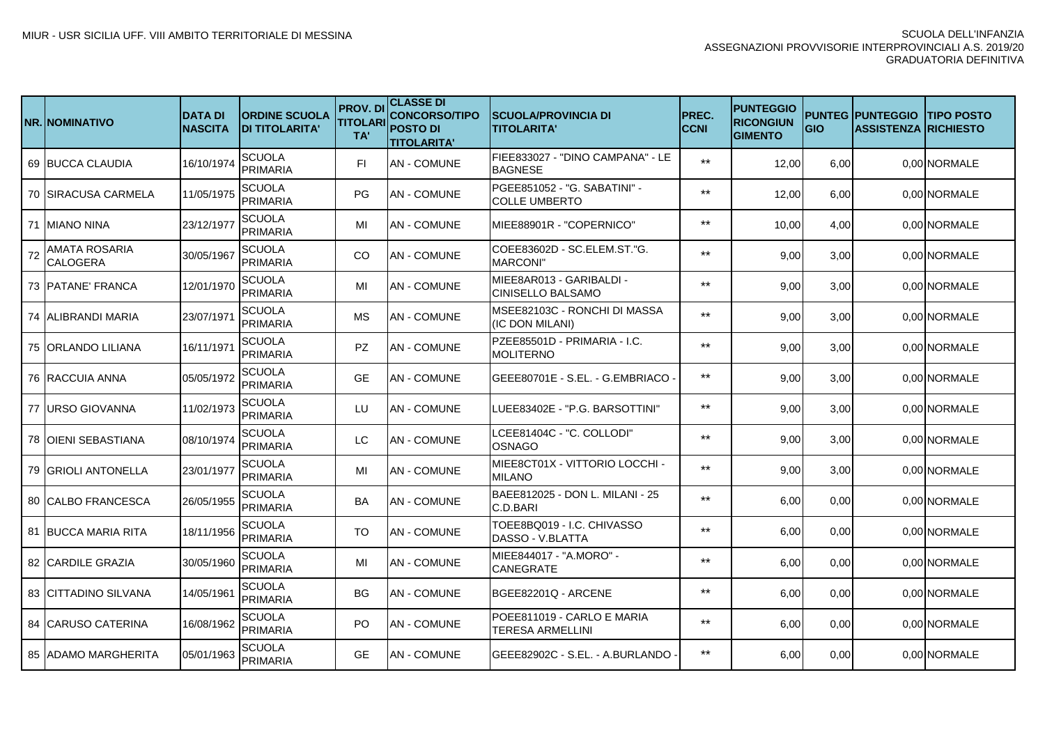| NR. | NOMINATIVO | DATA DI NASCITA | ORDINE SCUOLA DI TITOLARITA' | PROV. DI TITOLARITA' | CLASSE DI CONCORSO/TIPO POSTO DI TITOLARITA' | SCUOLA/PROVINCIA DI TITOLARITA' | PREC. CCNI | PUNTEGGIO RICONGIUNGIMENTO | PUNTEGGIO | PUNTEGGIO ASSISTENZA | TIPO POSTO RICHIESTO |
|---|---|---|---|---|---|---|---|---|---|---|---|
| 69 | BUCCA CLAUDIA | 16/10/1974 | SCUOLA PRIMARIA | FI | AN - COMUNE | FIEE833027 - "DINO CAMPANA" - LE BAGNESE | ** | 12,00 | 6,00 | 0,00 | NORMALE |
| 70 | SIRACUSA CARMELA | 11/05/1975 | SCUOLA PRIMARIA | PG | AN - COMUNE | PGEE851052 - "G. SABATINI" - COLLE UMBERTO | ** | 12,00 | 6,00 | 0,00 | NORMALE |
| 71 | MIANO NINA | 23/12/1977 | SCUOLA PRIMARIA | MI | AN - COMUNE | MIEE88901R - "COPERNICO" | ** | 10,00 | 4,00 | 0,00 | NORMALE |
| 72 | AMATA ROSARIA CALOGERA | 30/05/1967 | SCUOLA PRIMARIA | CO | AN - COMUNE | COEE83602D - SC.ELEM.ST."G. MARCONI" | ** | 9,00 | 3,00 | 0,00 | NORMALE |
| 73 | PATANE' FRANCA | 12/01/1970 | SCUOLA PRIMARIA | MI | AN - COMUNE | MIEE8AR013 - GARIBALDI - CINISELLO BALSAMO | ** | 9,00 | 3,00 | 0,00 | NORMALE |
| 74 | ALIBRANDI MARIA | 23/07/1971 | SCUOLA PRIMARIA | MS | AN - COMUNE | MSEE82103C - RONCHI DI MASSA (IC DON MILANI) | ** | 9,00 | 3,00 | 0,00 | NORMALE |
| 75 | ORLANDO LILIANA | 16/11/1971 | SCUOLA PRIMARIA | PZ | AN - COMUNE | PZEE85501D - PRIMARIA - I.C. MOLITERNO | ** | 9,00 | 3,00 | 0,00 | NORMALE |
| 76 | RACCUIA ANNA | 05/05/1972 | SCUOLA PRIMARIA | GE | AN - COMUNE | GEEE80701E - S.EL. - G.EMBRIACO - | ** | 9,00 | 3,00 | 0,00 | NORMALE |
| 77 | URSO GIOVANNA | 11/02/1973 | SCUOLA PRIMARIA | LU | AN - COMUNE | LUEE83402E - "P.G. BARSOTTINI" | ** | 9,00 | 3,00 | 0,00 | NORMALE |
| 78 | OIENI SEBASTIANA | 08/10/1974 | SCUOLA PRIMARIA | LC | AN - COMUNE | LCEE81404C - "C. COLLODI" OSNAGO | ** | 9,00 | 3,00 | 0,00 | NORMALE |
| 79 | GRIOLI ANTONELLA | 23/01/1977 | SCUOLA PRIMARIA | MI | AN - COMUNE | MIEE8CT01X - VITTORIO LOCCHI - MILANO | ** | 9,00 | 3,00 | 0,00 | NORMALE |
| 80 | CALBO FRANCESCA | 26/05/1955 | SCUOLA PRIMARIA | BA | AN - COMUNE | BAEE812025 - DON L. MILANI - 25 C.D.BARI | ** | 6,00 | 0,00 | 0,00 | NORMALE |
| 81 | BUCCA MARIA RITA | 18/11/1956 | SCUOLA PRIMARIA | TO | AN - COMUNE | TOEE8BQ019 - I.C. CHIVASSO DASSO - V.BLATTA | ** | 6,00 | 0,00 | 0,00 | NORMALE |
| 82 | CARDILE GRAZIA | 30/05/1960 | SCUOLA PRIMARIA | MI | AN - COMUNE | MIEE844017 - "A.MORO" - CANEGRATE | ** | 6,00 | 0,00 | 0,00 | NORMALE |
| 83 | CITTADINO SILVANA | 14/05/1961 | SCUOLA PRIMARIA | BG | AN - COMUNE | BGEE82201Q - ARCENE | ** | 6,00 | 0,00 | 0,00 | NORMALE |
| 84 | CARUSO CATERINA | 16/08/1962 | SCUOLA PRIMARIA | PO | AN - COMUNE | POEE811019 - CARLO E MARIA TERESA ARMELLINI | ** | 6,00 | 0,00 | 0,00 | NORMALE |
| 85 | ADAMO MARGHERITA | 05/01/1963 | SCUOLA PRIMARIA | GE | AN - COMUNE | GEEE82902C - S.EL. - A.BURLANDO - | ** | 6,00 | 0,00 | 0,00 | NORMALE |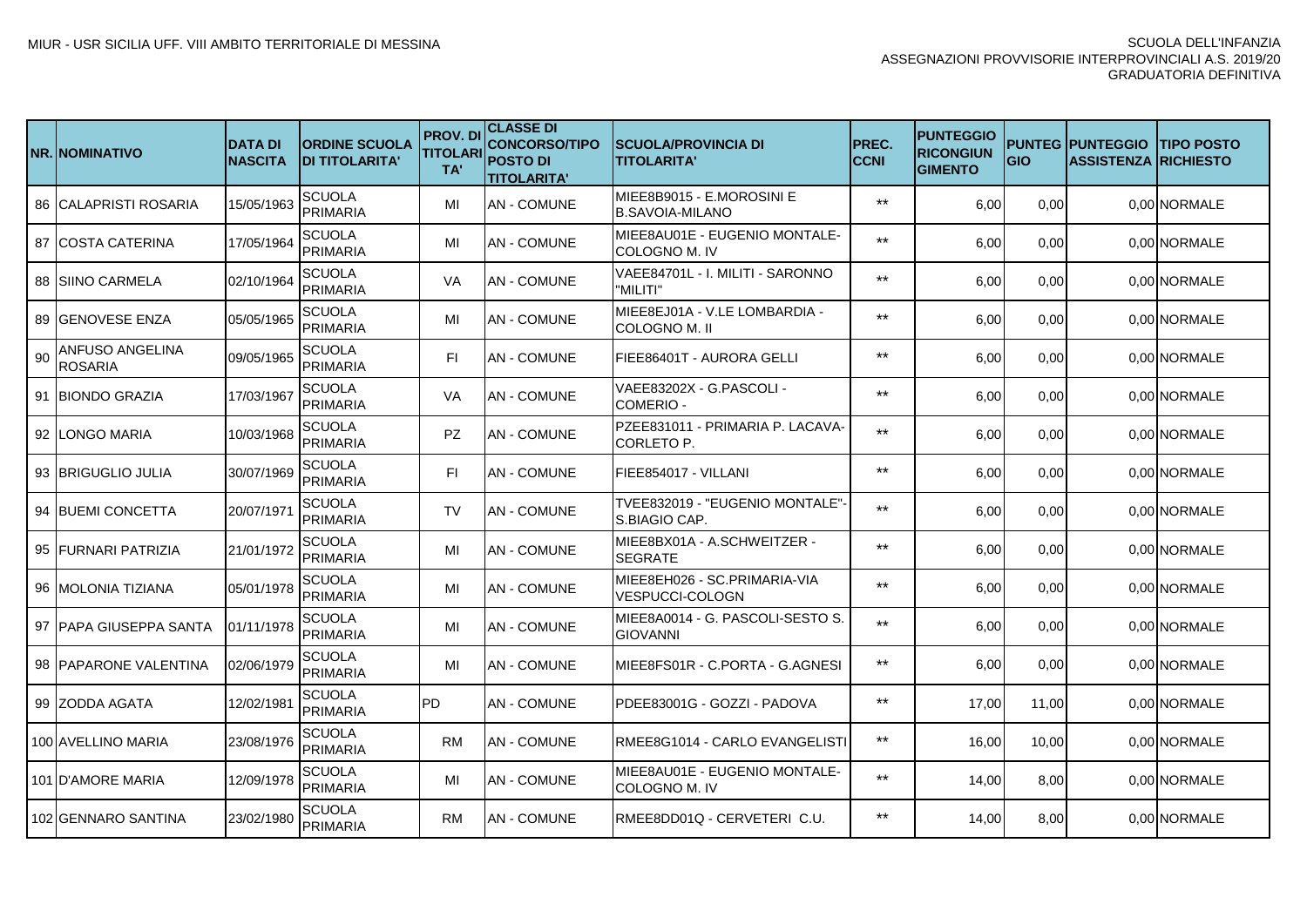| NR. | NOMINATIVO | DATA DI NASCITA | ORDINE SCUOLA DI TITOLARITA' | PROV. DI TITOLARITA' | CLASSE DI CONCORSO/TIPO POSTO DI TITOLARITA' | SCUOLA/PROVINCIA DI TITOLARITA' | PREC. CCNI | PUNTEGGIO RICONGIUNGIMENTO | PUNTEGGIO | PUNTEGGIO ASSISTENZA | TIPO POSTO RICHIESTO |
|---|---|---|---|---|---|---|---|---|---|---|---|
| 86 | CALAPRISTI ROSARIA | 15/05/1963 | SCUOLA PRIMARIA | MI | AN - COMUNE | MIEE8B9015 - E.MOROSINI E B.SAVOIA-MILANO | ** | 6,00 | 0,00 | 0,00 | NORMALE |
| 87 | COSTA CATERINA | 17/05/1964 | SCUOLA PRIMARIA | MI | AN - COMUNE | MIEE8AU01E - EUGENIO MONTALE-COLOGNO M. IV | ** | 6,00 | 0,00 | 0,00 | NORMALE |
| 88 | SIINO CARMELA | 02/10/1964 | SCUOLA PRIMARIA | VA | AN - COMUNE | VAEE84701L - I. MILITI - SARONNO "MILITI" | ** | 6,00 | 0,00 | 0,00 | NORMALE |
| 89 | GENOVESE ENZA | 05/05/1965 | SCUOLA PRIMARIA | MI | AN - COMUNE | MIEE8EJ01A - V.LE LOMBARDIA - COLOGNO M. II | ** | 6,00 | 0,00 | 0,00 | NORMALE |
| 90 | ANFUSO ANGELINA ROSARIA | 09/05/1965 | SCUOLA PRIMARIA | FI | AN - COMUNE | FIEE86401T - AURORA GELLI | ** | 6,00 | 0,00 | 0,00 | NORMALE |
| 91 | BIONDO GRAZIA | 17/03/1967 | SCUOLA PRIMARIA | VA | AN - COMUNE | VAEE83202X - G.PASCOLI - COMERIO - | ** | 6,00 | 0,00 | 0,00 | NORMALE |
| 92 | LONGO MARIA | 10/03/1968 | SCUOLA PRIMARIA | PZ | AN - COMUNE | PZEE831011 - PRIMARIA P. LACAVA-CORLETO P. | ** | 6,00 | 0,00 | 0,00 | NORMALE |
| 93 | BRIGUGLIO JULIA | 30/07/1969 | SCUOLA PRIMARIA | FI | AN - COMUNE | FIEE854017 - VILLANI | ** | 6,00 | 0,00 | 0,00 | NORMALE |
| 94 | BUEMI CONCETTA | 20/07/1971 | SCUOLA PRIMARIA | TV | AN - COMUNE | TVEE832019 - "EUGENIO MONTALE"-S.BIAGIO CAP. | ** | 6,00 | 0,00 | 0,00 | NORMALE |
| 95 | FURNARI PATRIZIA | 21/01/1972 | SCUOLA PRIMARIA | MI | AN - COMUNE | MIEE8BX01A - A.SCHWEITZER - SEGRATE | ** | 6,00 | 0,00 | 0,00 | NORMALE |
| 96 | MOLONIA TIZIANA | 05/01/1978 | SCUOLA PRIMARIA | MI | AN - COMUNE | MIEE8EH026 - SC.PRIMARIA-VIA VESPUCCI-COLOGN | ** | 6,00 | 0,00 | 0,00 | NORMALE |
| 97 | PAPA GIUSEPPA SANTA | 01/11/1978 | SCUOLA PRIMARIA | MI | AN - COMUNE | MIEE8A0014 - G. PASCOLI-SESTO S. GIOVANNI | ** | 6,00 | 0,00 | 0,00 | NORMALE |
| 98 | PAPARONE VALENTINA | 02/06/1979 | SCUOLA PRIMARIA | MI | AN - COMUNE | MIEE8FS01R - C.PORTA - G.AGNESI | ** | 6,00 | 0,00 | 0,00 | NORMALE |
| 99 | ZODDA AGATA | 12/02/1981 | SCUOLA PRIMARIA | PD | AN - COMUNE | PDEE83001G - GOZZI - PADOVA | ** | 17,00 | 11,00 | 0,00 | NORMALE |
| 100 | AVELLINO MARIA | 23/08/1976 | SCUOLA PRIMARIA | RM | AN - COMUNE | RMEE8G1014 - CARLO EVANGELISTI | ** | 16,00 | 10,00 | 0,00 | NORMALE |
| 101 | D'AMORE MARIA | 12/09/1978 | SCUOLA PRIMARIA | MI | AN - COMUNE | MIEE8AU01E - EUGENIO MONTALE-COLOGNO M. IV | ** | 14,00 | 8,00 | 0,00 | NORMALE |
| 102 | GENNARO SANTINA | 23/02/1980 | SCUOLA PRIMARIA | RM | AN - COMUNE | RMEE8DD01Q - CERVETERI C.U. | ** | 14,00 | 8,00 | 0,00 | NORMALE |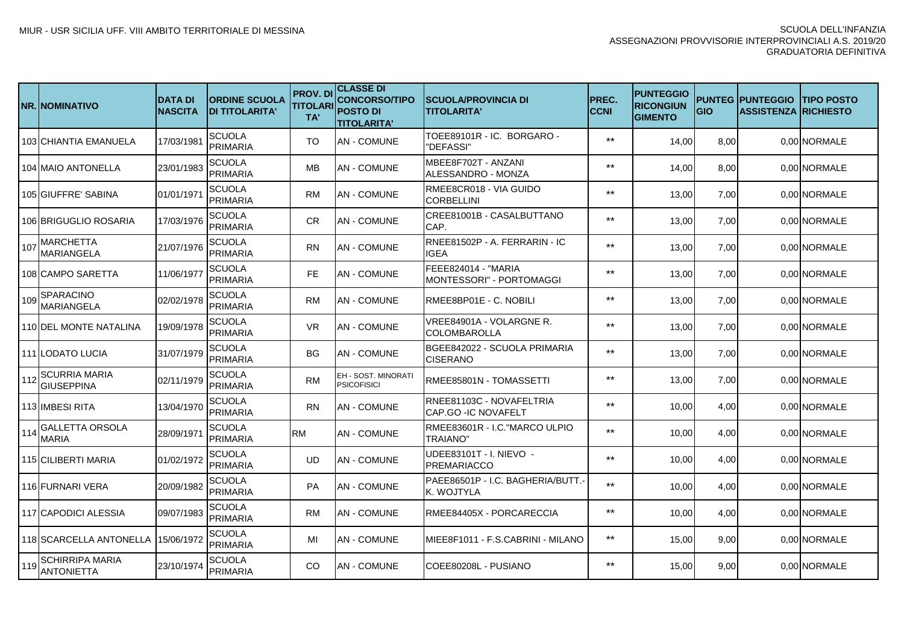MIUR - USR SICILIA UFF. VIII AMBITO TERRITORIALE DI MESSINA

SCUOLA DELL'INFANZIA
ASSEGNAZIONI PROVVISORIE INTERPROVINCIALI A.S. 2019/20
GRADUATORIA DEFINITIVA

| NR. | NOMINATIVO | DATA DI NASCITA | ORDINE SCUOLA DI TITOLARITA' | PROV. DI TITOLARITA' | CLASSE DI CONCORSO/TIPO POSTO DI TITOLARITA' | SCUOLA/PROVINCIA DI TITOLARITA' | PREC. CCNI | PUNTEGGIO RICONGIUNGIMENTO | PUNTEGGIO | PUNTEGGIO ASSISTENZA | TIPO POSTO RICHIESTO |
|---|---|---|---|---|---|---|---|---|---|---|---|
| 103 | CHIANTIA EMANUELA | 17/03/1981 | SCUOLA PRIMARIA | TO | AN - COMUNE | TOEE89101R - IC. BORGARO - "DEFASSI" | ** | 14,00 | 8,00 | 0,00 | NORMALE |
| 104 | MAIO ANTONELLA | 23/01/1983 | SCUOLA PRIMARIA | MB | AN - COMUNE | MBEE8F702T - ANZANI ALESSANDRO - MONZA | ** | 14,00 | 8,00 | 0,00 | NORMALE |
| 105 | GIUFFRE' SABINA | 01/01/1971 | SCUOLA PRIMARIA | RM | AN - COMUNE | RMEE8CR018 - VIA GUIDO CORBELLINI | ** | 13,00 | 7,00 | 0,00 | NORMALE |
| 106 | BRIGUGLIO ROSARIA | 17/03/1976 | SCUOLA PRIMARIA | CR | AN - COMUNE | CREE81001B - CASALBUTTANO CAP. | ** | 13,00 | 7,00 | 0,00 | NORMALE |
| 107 | MARCHETTA MARIANGELA | 21/07/1976 | SCUOLA PRIMARIA | RN | AN - COMUNE | RNEE81502P - A. FERRARIN - IC IGEA | ** | 13,00 | 7,00 | 0,00 | NORMALE |
| 108 | CAMPO SARETTA | 11/06/1977 | SCUOLA PRIMARIA | FE | AN - COMUNE | FEEE824014 - "MARIA MONTESSORI" - PORTOMAGGI | ** | 13,00 | 7,00 | 0,00 | NORMALE |
| 109 | SPARACINO MARIANGELA | 02/02/1978 | SCUOLA PRIMARIA | RM | AN - COMUNE | RMEE8BP01E - C. NOBILI | ** | 13,00 | 7,00 | 0,00 | NORMALE |
| 110 | DEL MONTE NATALINA | 19/09/1978 | SCUOLA PRIMARIA | VR | AN - COMUNE | VREE84901A - VOLARGNE R. COLOMBAROLLA | ** | 13,00 | 7,00 | 0,00 | NORMALE |
| 111 | LODATO LUCIA | 31/07/1979 | SCUOLA PRIMARIA | BG | AN - COMUNE | BGEE842022 - SCUOLA PRIMARIA CISERANO | ** | 13,00 | 7,00 | 0,00 | NORMALE |
| 112 | SCURRIA MARIA GIUSEPPINA | 02/11/1979 | SCUOLA PRIMARIA | RM | EH - SOST. MINORATI PSICOFISICI | RMEE85801N - TOMASSETTI | ** | 13,00 | 7,00 | 0,00 | NORMALE |
| 113 | IMBESI RITA | 13/04/1970 | SCUOLA PRIMARIA | RN | AN - COMUNE | RNEE81103C - NOVAFELTRIA CAP.GO -IC NOVAFELT | ** | 10,00 | 4,00 | 0,00 | NORMALE |
| 114 | GALLETTA ORSOLA MARIA | 28/09/1971 | SCUOLA PRIMARIA | RM | AN - COMUNE | RMEE83601R - I.C."MARCO ULPIO TRAIANO" | ** | 10,00 | 4,00 | 0,00 | NORMALE |
| 115 | CILIBERTI MARIA | 01/02/1972 | SCUOLA PRIMARIA | UD | AN - COMUNE | UDEE83101T - I. NIEVO - PREMARIACCO | ** | 10,00 | 4,00 | 0,00 | NORMALE |
| 116 | FURNARI VERA | 20/09/1982 | SCUOLA PRIMARIA | PA | AN - COMUNE | PAEE86501P - I.C. BAGHERIA/BUTT.-K. WOJTYLA | ** | 10,00 | 4,00 | 0,00 | NORMALE |
| 117 | CAPODICI ALESSIA | 09/07/1983 | SCUOLA PRIMARIA | RM | AN - COMUNE | RMEE84405X - PORCARECCIA | ** | 10,00 | 4,00 | 0,00 | NORMALE |
| 118 | SCARCELLA ANTONELLA | 15/06/1972 | SCUOLA PRIMARIA | MI | AN - COMUNE | MIEE8F1011 - F.S.CABRINI - MILANO | ** | 15,00 | 9,00 | 0,00 | NORMALE |
| 119 | SCHIRRIPA MARIA ANTONIETTA | 23/10/1974 | SCUOLA PRIMARIA | CO | AN - COMUNE | COEE80208L - PUSIANO | ** | 15,00 | 9,00 | 0,00 | NORMALE |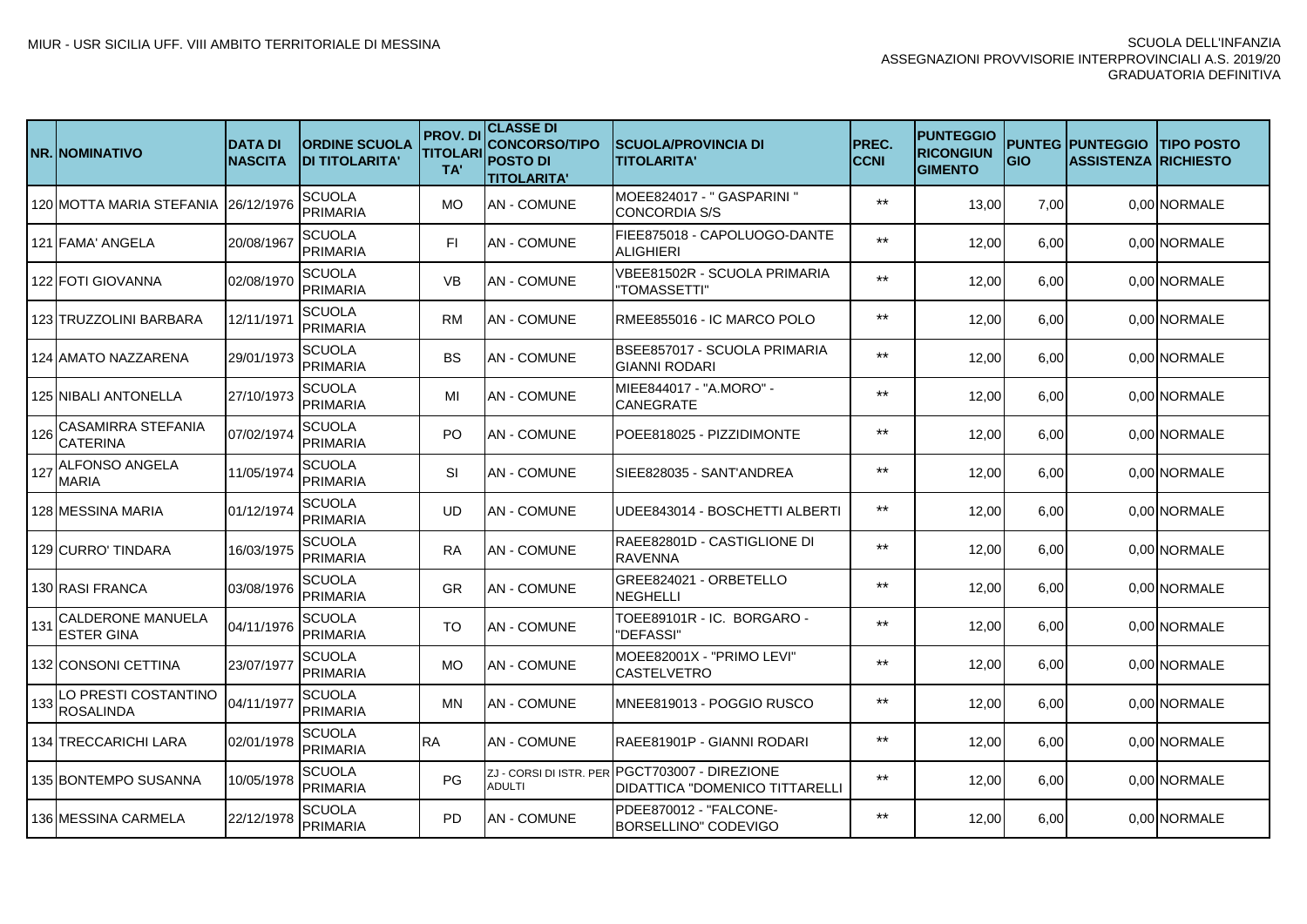| NR. | NOMINATIVO | DATA DI NASCITA | ORDINE SCUOLA DI TITOLARITA' | PROV. DI TITOLARITA' | CLASSE DI CONCORSO/TIPO POSTO DI TITOLARITA' | SCUOLA/PROVINCIA DI TITOLARITA' | PREC. CCNI | PUNTEGGIO RICONGIUNGIMENTO | PUNTEGGIO | PUNTEGGIO ASSISTENZA | TIPO POSTO RICHIESTO |
|---|---|---|---|---|---|---|---|---|---|---|---|
| 120 | MOTTA MARIA STEFANIA | 26/12/1976 | SCUOLA PRIMARIA | MO | AN - COMUNE | MOEE824017 - " GASPARINI " CONCORDIA S/S | ** | 13,00 | 7,00 | 0,00 | NORMALE |
| 121 | FAMA' ANGELA | 20/08/1967 | SCUOLA PRIMARIA | FI | AN - COMUNE | FIEE875018 - CAPOLUOGO-DANTE ALIGHIERI | ** | 12,00 | 6,00 | 0,00 | NORMALE |
| 122 | FOTI GIOVANNA | 02/08/1970 | SCUOLA PRIMARIA | VB | AN - COMUNE | VBEE81502R - SCUOLA PRIMARIA "TOMASSETTI" | ** | 12,00 | 6,00 | 0,00 | NORMALE |
| 123 | TRUZZOLINI BARBARA | 12/11/1971 | SCUOLA PRIMARIA | RM | AN - COMUNE | RMEE855016 - IC MARCO POLO | ** | 12,00 | 6,00 | 0,00 | NORMALE |
| 124 | AMATO NAZZARENA | 29/01/1973 | SCUOLA PRIMARIA | BS | AN - COMUNE | BSEE857017 - SCUOLA PRIMARIA GIANNI RODARI | ** | 12,00 | 6,00 | 0,00 | NORMALE |
| 125 | NIBALI ANTONELLA | 27/10/1973 | SCUOLA PRIMARIA | MI | AN - COMUNE | MIEE844017 - "A.MORO" - CANEGRATE | ** | 12,00 | 6,00 | 0,00 | NORMALE |
| 126 | CASAMIRRA STEFANIA CATERINA | 07/02/1974 | SCUOLA PRIMARIA | PO | AN - COMUNE | POEE818025 - PIZZIDIMONTE | ** | 12,00 | 6,00 | 0,00 | NORMALE |
| 127 | ALFONSO ANGELA MARIA | 11/05/1974 | SCUOLA PRIMARIA | SI | AN - COMUNE | SIEE828035 - SANT'ANDREA | ** | 12,00 | 6,00 | 0,00 | NORMALE |
| 128 | MESSINA MARIA | 01/12/1974 | SCUOLA PRIMARIA | UD | AN - COMUNE | UDEE843014 - BOSCHETTI ALBERTI | ** | 12,00 | 6,00 | 0,00 | NORMALE |
| 129 | CURRO' TINDARA | 16/03/1975 | SCUOLA PRIMARIA | RA | AN - COMUNE | RAEE82801D - CASTIGLIONE DI RAVENNA | ** | 12,00 | 6,00 | 0,00 | NORMALE |
| 130 | RASI FRANCA | 03/08/1976 | SCUOLA PRIMARIA | GR | AN - COMUNE | GREE824021 - ORBETELLO NEGHELLI | ** | 12,00 | 6,00 | 0,00 | NORMALE |
| 131 | CALDERONE MANUELA ESTER GINA | 04/11/1976 | SCUOLA PRIMARIA | TO | AN - COMUNE | TOEE89101R - IC. BORGARO - "DEFASSI" | ** | 12,00 | 6,00 | 0,00 | NORMALE |
| 132 | CONSONI CETTINA | 23/07/1977 | SCUOLA PRIMARIA | MO | AN - COMUNE | MOEE82001X - "PRIMO LEVI" CASTELVETRO | ** | 12,00 | 6,00 | 0,00 | NORMALE |
| 133 | LO PRESTI COSTANTINO ROSALINDA | 04/11/1977 | SCUOLA PRIMARIA | MN | AN - COMUNE | MNEE819013 - POGGIO RUSCO | ** | 12,00 | 6,00 | 0,00 | NORMALE |
| 134 | TRECCARICHI LARA | 02/01/1978 | SCUOLA PRIMARIA | RA | AN - COMUNE | RAEE81901P - GIANNI RODARI | ** | 12,00 | 6,00 | 0,00 | NORMALE |
| 135 | BONTEMPO SUSANNA | 10/05/1978 | SCUOLA PRIMARIA | PG | ZJ - CORSI DI ISTR. PER ADULTI | PGCT703007 - DIREZIONE DIDATTICA "DOMENICO TITTARELLI | ** | 12,00 | 6,00 | 0,00 | NORMALE |
| 136 | MESSINA CARMELA | 22/12/1978 | SCUOLA PRIMARIA | PD | AN - COMUNE | PDEE870012 - "FALCONE-BORSELLINO" CODEVIGO | ** | 12,00 | 6,00 | 0,00 | NORMALE |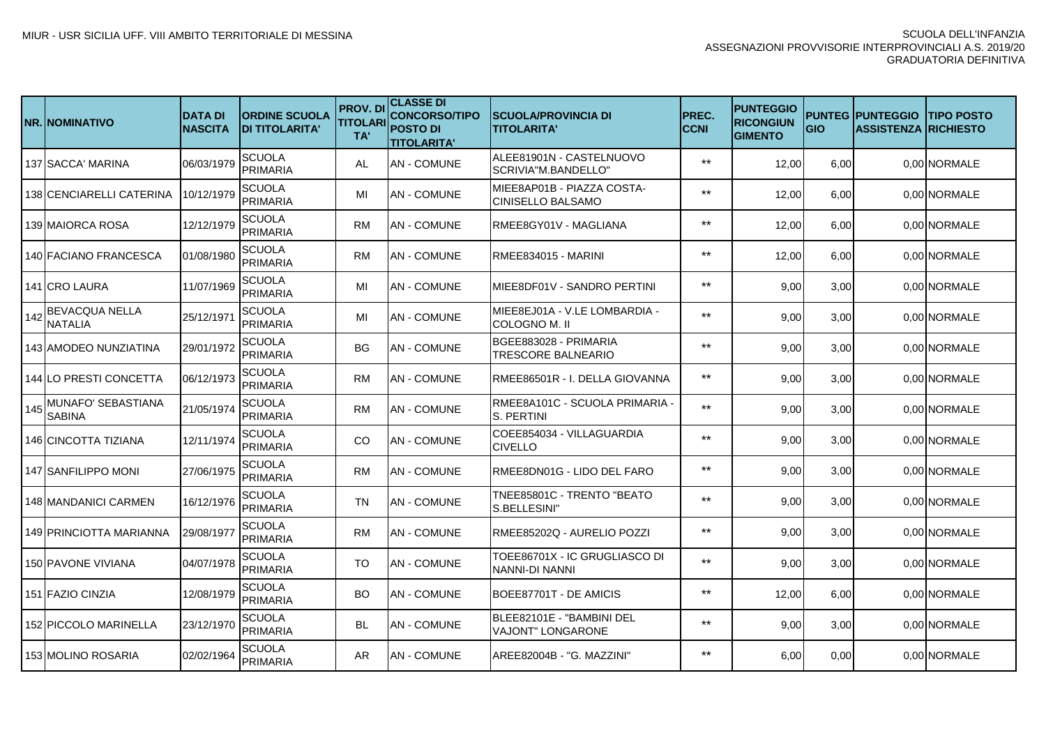MIUR - USR SICILIA UFF. VIII AMBITO TERRITORIALE DI MESSINA

SCUOLA DELL'INFANZIA
ASSEGNAZIONI PROVVISORIE INTERPROVINCIALI A.S. 2019/20
GRADUATORIA DEFINITIVA

| NR. | NOMINATIVO | DATA DI NASCITA | ORDINE SCUOLA DI TITOLARITA' | PROV. DI TITOLARITA' | CLASSE DI CONCORSO/TIPO POSTO DI TITOLARITA' | SCUOLA/PROVINCIA DI TITOLARITA' | PREC. CCNI | PUNTEGGIO RICONGIUNGIMENTO | PUNTEGGIO | PUNTEGGIO ASSISTENZA | TIPO POSTO RICHIESTO |
|---|---|---|---|---|---|---|---|---|---|---|---|
| 137 | SACCA' MARINA | 06/03/1979 | SCUOLA PRIMARIA | AL | AN - COMUNE | ALEE81901N - CASTELNUOVO SCRIVIA"M.BANDELLO" | ** | 12,00 | 6,00 | 0,00 | NORMALE |
| 138 | CENCIARELLI CATERINA | 10/12/1979 | SCUOLA PRIMARIA | MI | AN - COMUNE | MIEE8AP01B - PIAZZA COSTA-CINISELLO BALSAMO | ** | 12,00 | 6,00 | 0,00 | NORMALE |
| 139 | MAIORCA ROSA | 12/12/1979 | SCUOLA PRIMARIA | RM | AN - COMUNE | RMEE8GY01V - MAGLIANA | ** | 12,00 | 6,00 | 0,00 | NORMALE |
| 140 | FACIANO FRANCESCA | 01/08/1980 | SCUOLA PRIMARIA | RM | AN - COMUNE | RMEE834015 - MARINI | ** | 12,00 | 6,00 | 0,00 | NORMALE |
| 141 | CRO LAURA | 11/07/1969 | SCUOLA PRIMARIA | MI | AN - COMUNE | MIEE8DF01V - SANDRO PERTINI | ** | 9,00 | 3,00 | 0,00 | NORMALE |
| 142 | BEVACQUA NELLA NATALIA | 25/12/1971 | SCUOLA PRIMARIA | MI | AN - COMUNE | MIEE8EJ01A - V.LE LOMBARDIA - COLOGNO M. II | ** | 9,00 | 3,00 | 0,00 | NORMALE |
| 143 | AMODEO NUNZIATINA | 29/01/1972 | SCUOLA PRIMARIA | BG | AN - COMUNE | BGEE883028 - PRIMARIA TRESCORE BALNEARIO | ** | 9,00 | 3,00 | 0,00 | NORMALE |
| 144 | LO PRESTI CONCETTA | 06/12/1973 | SCUOLA PRIMARIA | RM | AN - COMUNE | RMEE86501R - I. DELLA GIOVANNA | ** | 9,00 | 3,00 | 0,00 | NORMALE |
| 145 | MUNAFO' SEBASTIANA SABINA | 21/05/1974 | SCUOLA PRIMARIA | RM | AN - COMUNE | RMEE8A101C - SCUOLA PRIMARIA - S. PERTINI | ** | 9,00 | 3,00 | 0,00 | NORMALE |
| 146 | CINCOTTA TIZIANA | 12/11/1974 | SCUOLA PRIMARIA | CO | AN - COMUNE | COEE854034 - VILLAGUARDIA CIVELLO | ** | 9,00 | 3,00 | 0,00 | NORMALE |
| 147 | SANFILIPPO MONI | 27/06/1975 | SCUOLA PRIMARIA | RM | AN - COMUNE | RMEE8DN01G - LIDO DEL FARO | ** | 9,00 | 3,00 | 0,00 | NORMALE |
| 148 | MANDANICI CARMEN | 16/12/1976 | SCUOLA PRIMARIA | TN | AN - COMUNE | TNEE85801C - TRENTO "BEATO S.BELLESINI" | ** | 9,00 | 3,00 | 0,00 | NORMALE |
| 149 | PRINCIOTTA MARIANNA | 29/08/1977 | SCUOLA PRIMARIA | RM | AN - COMUNE | RMEE85202Q - AURELIO POZZI | ** | 9,00 | 3,00 | 0,00 | NORMALE |
| 150 | PAVONE VIVIANA | 04/07/1978 | SCUOLA PRIMARIA | TO | AN - COMUNE | TOEE86701X - IC GRUGLIASCO DI NANNI-DI NANNI | ** | 9,00 | 3,00 | 0,00 | NORMALE |
| 151 | FAZIO CINZIA | 12/08/1979 | SCUOLA PRIMARIA | BO | AN - COMUNE | BOEE87701T - DE AMICIS | ** | 12,00 | 6,00 | 0,00 | NORMALE |
| 152 | PICCOLO MARINELLA | 23/12/1970 | SCUOLA PRIMARIA | BL | AN - COMUNE | BLEE82101E - "BAMBINI DEL VAJONT" LONGARONE | ** | 9,00 | 3,00 | 0,00 | NORMALE |
| 153 | MOLINO ROSARIA | 02/02/1964 | SCUOLA PRIMARIA | AR | AN - COMUNE | AREE82004B - "G. MAZZINI" | ** | 6,00 | 0,00 | 0,00 | NORMALE |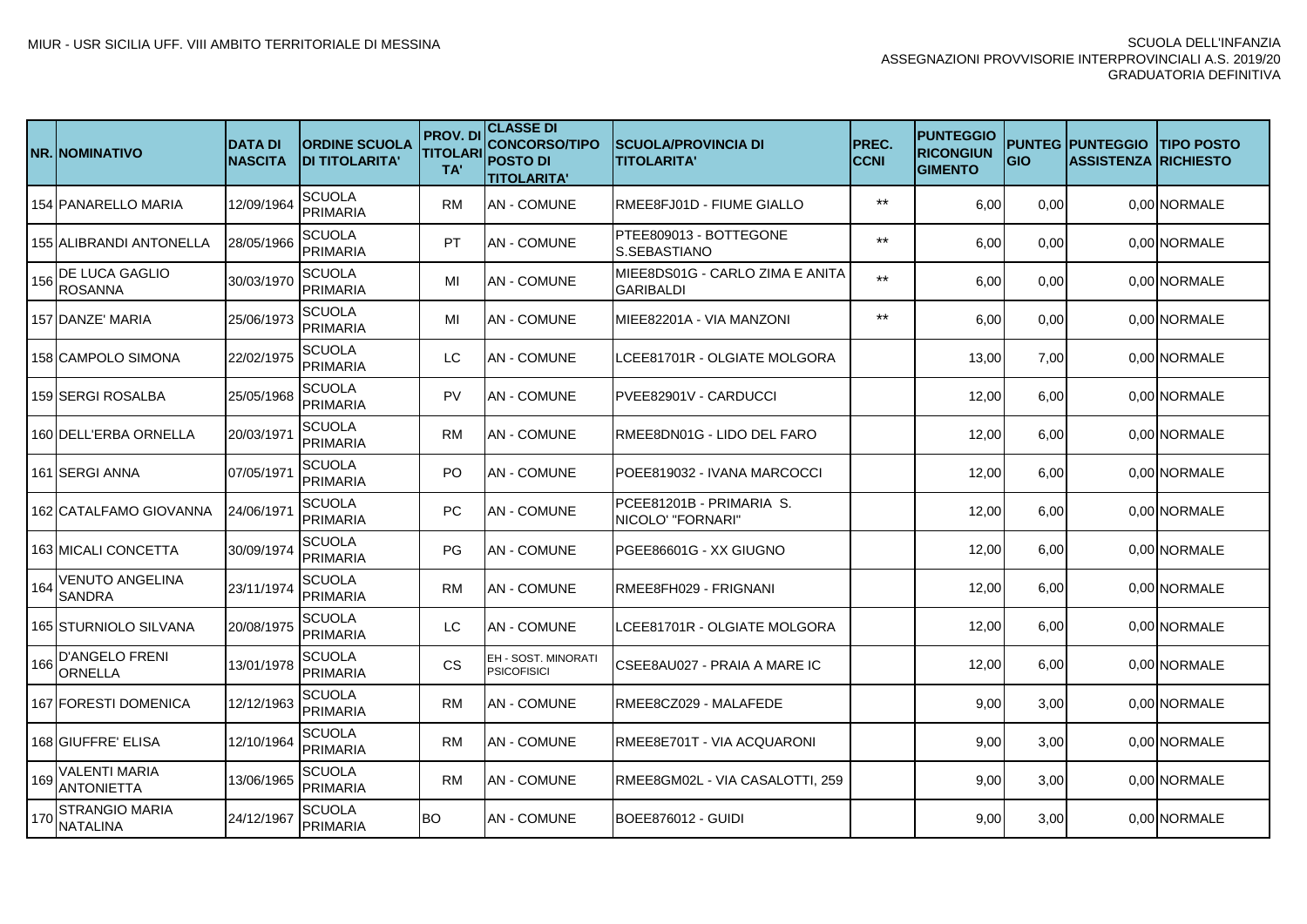| NR. | NOMINATIVO | DATA DI NASCITA | ORDINE SCUOLA DI TITOLARITA' | PROV. DI TITOLARITA' | CLASSE DI CONCORSO/TIPO POSTO DI TITOLARITA' | SCUOLA/PROVINCIA DI TITOLARITA' | PREC. CCNI | PUNTEGGIO RICONGIUNGIMENTO | PUNTEGGIO | PUNTEGGIO ASSISTENZA | TIPO POSTO RICHIESTO |
|---|---|---|---|---|---|---|---|---|---|---|---|
| 154 | PANARELLO MARIA | 12/09/1964 | SCUOLA PRIMARIA | RM | AN - COMUNE | RMEE8FJ01D - FIUME GIALLO | ** | 6,00 | 0,00 | 0,00 | NORMALE |
| 155 | ALIBRANDI ANTONELLA | 28/05/1966 | SCUOLA PRIMARIA | PT | AN - COMUNE | PTEE809013 - BOTTEGONE S.SEBASTIANO | ** | 6,00 | 0,00 | 0,00 | NORMALE |
| 156 | DE LUCA GAGLIO ROSANNA | 30/03/1970 | SCUOLA PRIMARIA | MI | AN - COMUNE | MIEE8DS01G - CARLO ZIMA E ANITA GARIBALDI | ** | 6,00 | 0,00 | 0,00 | NORMALE |
| 157 | DANZE' MARIA | 25/06/1973 | SCUOLA PRIMARIA | MI | AN - COMUNE | MIEE82201A - VIA MANZONI | ** | 6,00 | 0,00 | 0,00 | NORMALE |
| 158 | CAMPOLO SIMONA | 22/02/1975 | SCUOLA PRIMARIA | LC | AN - COMUNE | LCEE81701R - OLGIATE MOLGORA | | 13,00 | 7,00 | 0,00 | NORMALE |
| 159 | SERGI ROSALBA | 25/05/1968 | SCUOLA PRIMARIA | PV | AN - COMUNE | PVEE82901V - CARDUCCI | | 12,00 | 6,00 | 0,00 | NORMALE |
| 160 | DELL'ERBA ORNELLA | 20/03/1971 | SCUOLA PRIMARIA | RM | AN - COMUNE | RMEE8DN01G - LIDO DEL FARO | | 12,00 | 6,00 | 0,00 | NORMALE |
| 161 | SERGI ANNA | 07/05/1971 | SCUOLA PRIMARIA | PO | AN - COMUNE | POEE819032 - IVANA MARCOCCI | | 12,00 | 6,00 | 0,00 | NORMALE |
| 162 | CATALFAMO GIOVANNA | 24/06/1971 | SCUOLA PRIMARIA | PC | AN - COMUNE | PCEE81201B - PRIMARIA S. NICOLO' "FORNARI" | | 12,00 | 6,00 | 0,00 | NORMALE |
| 163 | MICALI CONCETTA | 30/09/1974 | SCUOLA PRIMARIA | PG | AN - COMUNE | PGEE86601G - XX GIUGNO | | 12,00 | 6,00 | 0,00 | NORMALE |
| 164 | VENUTO ANGELINA SANDRA | 23/11/1974 | SCUOLA PRIMARIA | RM | AN - COMUNE | RMEE8FH029 - FRIGNANI | | 12,00 | 6,00 | 0,00 | NORMALE |
| 165 | STURNIOLO SILVANA | 20/08/1975 | SCUOLA PRIMARIA | LC | AN - COMUNE | LCEE81701R - OLGIATE MOLGORA | | 12,00 | 6,00 | 0,00 | NORMALE |
| 166 | D'ANGELO FRENI ORNELLA | 13/01/1978 | SCUOLA PRIMARIA | CS | EH - SOST. MINORATI PSICOFISICI | CSEE8AU027 - PRAIA A MARE IC | | 12,00 | 6,00 | 0,00 | NORMALE |
| 167 | FORESTI DOMENICA | 12/12/1963 | SCUOLA PRIMARIA | RM | AN - COMUNE | RMEE8CZ029 - MALAFEDE | | 9,00 | 3,00 | 0,00 | NORMALE |
| 168 | GIUFFRE' ELISA | 12/10/1964 | SCUOLA PRIMARIA | RM | AN - COMUNE | RMEE8E701T - VIA ACQUARONI | | 9,00 | 3,00 | 0,00 | NORMALE |
| 169 | VALENTI MARIA ANTONIETTA | 13/06/1965 | SCUOLA PRIMARIA | RM | AN - COMUNE | RMEE8GM02L - VIA CASALOTTI, 259 | | 9,00 | 3,00 | 0,00 | NORMALE |
| 170 | STRANGIO MARIA NATALINA | 24/12/1967 | SCUOLA PRIMARIA | BO | AN - COMUNE | BOEE876012 - GUIDI | | 9,00 | 3,00 | 0,00 | NORMALE |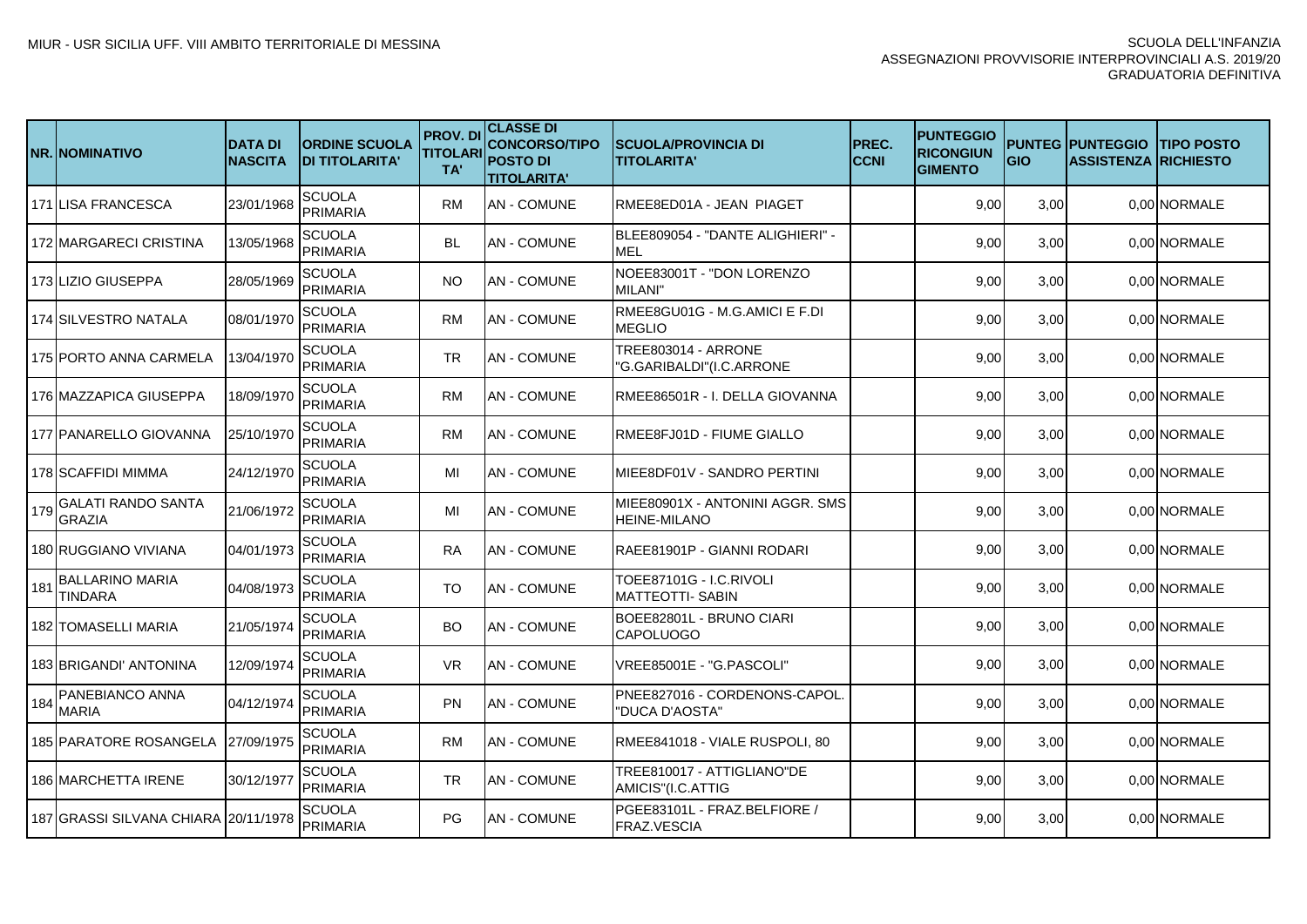| NR. | NOMINATIVO | DATA DI NASCITA | ORDINE SCUOLA DI TITOLARITA' | PROV. DI TITOLARI TA' | CLASSE DI CONCORSO/TIPO POSTO DI TITOLARITA' | SCUOLA/PROVINCIA DI TITOLARITA' | PREC. CCNI | PUNTEGGIO RICONGIUN GIMENTO | PUNTEG GIO | PUNTEGGIO ASSISTENZA | TIPO POSTO RICHIESTO |
|---|---|---|---|---|---|---|---|---|---|---|---|
| 171 | LISA FRANCESCA | 23/01/1968 | SCUOLA PRIMARIA | RM | AN - COMUNE | RMEE8ED01A - JEAN PIAGET | | 9,00 | 3,00 | 0,00 | NORMALE |
| 172 | MARGARECI CRISTINA | 13/05/1968 | SCUOLA PRIMARIA | BL | AN - COMUNE | BLEE809054 - "DANTE ALIGHIERI" - MEL | | 9,00 | 3,00 | 0,00 | NORMALE |
| 173 | LIZIO GIUSEPPA | 28/05/1969 | SCUOLA PRIMARIA | NO | AN - COMUNE | NOEE83001T - "DON LORENZO MILANI" | | 9,00 | 3,00 | 0,00 | NORMALE |
| 174 | SILVESTRO NATALA | 08/01/1970 | SCUOLA PRIMARIA | RM | AN - COMUNE | RMEE8GU01G - M.G.AMICI E F.DI MEGLIO | | 9,00 | 3,00 | 0,00 | NORMALE |
| 175 | PORTO ANNA CARMELA | 13/04/1970 | SCUOLA PRIMARIA | TR | AN - COMUNE | TREE803014 - ARRONE "G.GARIBALDI"(I.C.ARRONE | | 9,00 | 3,00 | 0,00 | NORMALE |
| 176 | MAZZAPICA GIUSEPPA | 18/09/1970 | SCUOLA PRIMARIA | RM | AN - COMUNE | RMEE86501R - I. DELLA GIOVANNA | | 9,00 | 3,00 | 0,00 | NORMALE |
| 177 | PANARELLO GIOVANNA | 25/10/1970 | SCUOLA PRIMARIA | RM | AN - COMUNE | RMEE8FJ01D - FIUME GIALLO | | 9,00 | 3,00 | 0,00 | NORMALE |
| 178 | SCAFFIDI MIMMA | 24/12/1970 | SCUOLA PRIMARIA | MI | AN - COMUNE | MIEE8DF01V - SANDRO PERTINI | | 9,00 | 3,00 | 0,00 | NORMALE |
| 179 | GALATI RANDO SANTA GRAZIA | 21/06/1972 | SCUOLA PRIMARIA | MI | AN - COMUNE | MIEE80901X - ANTONINI AGGR. SMS HEINE-MILANO | | 9,00 | 3,00 | 0,00 | NORMALE |
| 180 | RUGGIANO VIVIANA | 04/01/1973 | SCUOLA PRIMARIA | RA | AN - COMUNE | RAEE81901P - GIANNI RODARI | | 9,00 | 3,00 | 0,00 | NORMALE |
| 181 | BALLARINO MARIA TINDARA | 04/08/1973 | SCUOLA PRIMARIA | TO | AN - COMUNE | TOEE87101G - I.C.RIVOLI MATTEOTTI- SABIN | | 9,00 | 3,00 | 0,00 | NORMALE |
| 182 | TOMASELLI MARIA | 21/05/1974 | SCUOLA PRIMARIA | BO | AN - COMUNE | BOEE82801L - BRUNO CIARI CAPOLUOGO | | 9,00 | 3,00 | 0,00 | NORMALE |
| 183 | BRIGANDI' ANTONINA | 12/09/1974 | SCUOLA PRIMARIA | VR | AN - COMUNE | VREE85001E - "G.PASCOLI" | | 9,00 | 3,00 | 0,00 | NORMALE |
| 184 | PANEBIANCO ANNA MARIA | 04/12/1974 | SCUOLA PRIMARIA | PN | AN - COMUNE | PNEE827016 - CORDENONS-CAPOL. "DUCA D'AOSTA" | | 9,00 | 3,00 | 0,00 | NORMALE |
| 185 | PARATORE ROSANGELA | 27/09/1975 | SCUOLA PRIMARIA | RM | AN - COMUNE | RMEE841018 - VIALE RUSPOLI, 80 | | 9,00 | 3,00 | 0,00 | NORMALE |
| 186 | MARCHETTA IRENE | 30/12/1977 | SCUOLA PRIMARIA | TR | AN - COMUNE | TREE810017 - ATTIGLIANO"DE AMICIS"(I.C.ATTIG | | 9,00 | 3,00 | 0,00 | NORMALE |
| 187 | GRASSI SILVANA CHIARA | 20/11/1978 | SCUOLA PRIMARIA | PG | AN - COMUNE | PGEE83101L - FRAZ.BELFIORE / FRAZ.VESCIA | | 9,00 | 3,00 | 0,00 | NORMALE |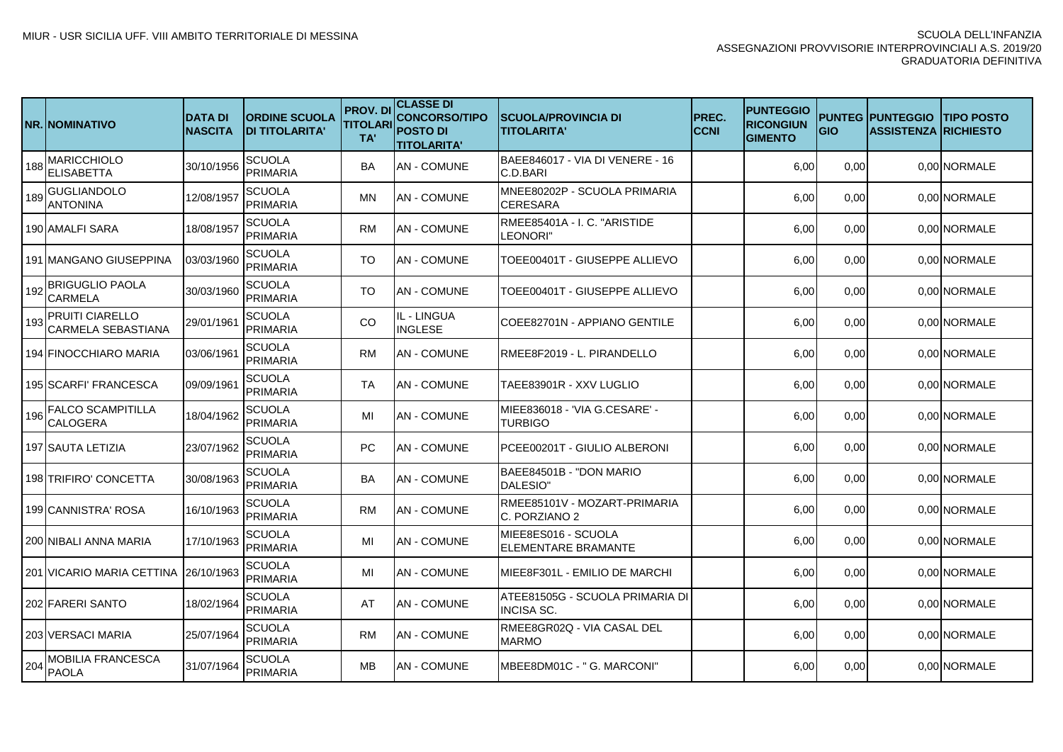| NR. | NOMINATIVO | DATA DI NASCITA | ORDINE SCUOLA DI TITOLARITA' | PROV. DI TITOLARITA' | CLASSE DI CONCORSO/TIPO POSTO DI TITOLARITA' | SCUOLA/PROVINCIA DI TITOLARITA' | PREC. CCNI | PUNTEGGIO RICONGIUNGIMENTO | PUNTEGGIO | PUNTEGGIO ASSISTENZA | TIPO POSTO RICHIESTO |
|---|---|---|---|---|---|---|---|---|---|---|---|
| 188 | MARICCHIOLO ELISABETTA | 30/10/1956 | SCUOLA PRIMARIA | BA | AN - COMUNE | BAEE846017 - VIA DI VENERE - 16 C.D.BARI | | 6,00 | 0,00 | 0,00 | NORMALE |
| 189 | GUGLIANDOLO ANTONINA | 12/08/1957 | SCUOLA PRIMARIA | MN | AN - COMUNE | MNEE80202P - SCUOLA PRIMARIA CERESARA | | 6,00 | 0,00 | 0,00 | NORMALE |
| 190 | AMALFI SARA | 18/08/1957 | SCUOLA PRIMARIA | RM | AN - COMUNE | RMEE85401A - I. C. "ARISTIDE LEONORI" | | 6,00 | 0,00 | 0,00 | NORMALE |
| 191 | MANGANO GIUSEPPINA | 03/03/1960 | SCUOLA PRIMARIA | TO | AN - COMUNE | TOEE00401T - GIUSEPPE ALLIEVO | | 6,00 | 0,00 | 0,00 | NORMALE |
| 192 | BRIGUGLIO PAOLA CARMELA | 30/03/1960 | SCUOLA PRIMARIA | TO | AN - COMUNE | TOEE00401T - GIUSEPPE ALLIEVO | | 6,00 | 0,00 | 0,00 | NORMALE |
| 193 | PRUITI CIARELLO CARMELA SEBASTIANA | 29/01/1961 | SCUOLA PRIMARIA | CO | IL - LINGUA INGLESE | COEE82701N - APPIANO GENTILE | | 6,00 | 0,00 | 0,00 | NORMALE |
| 194 | FINOCCHIARO MARIA | 03/06/1961 | SCUOLA PRIMARIA | RM | AN - COMUNE | RMEE8F2019 - L. PIRANDELLO | | 6,00 | 0,00 | 0,00 | NORMALE |
| 195 | SCARFI' FRANCESCA | 09/09/1961 | SCUOLA PRIMARIA | TA | AN - COMUNE | TAEE83901R - XXV LUGLIO | | 6,00 | 0,00 | 0,00 | NORMALE |
| 196 | FALCO SCAMPITILLA CALOGERA | 18/04/1962 | SCUOLA PRIMARIA | MI | AN - COMUNE | MIEE836018 - 'VIA G.CESARE' - TURBIGO | | 6,00 | 0,00 | 0,00 | NORMALE |
| 197 | SAUTA LETIZIA | 23/07/1962 | SCUOLA PRIMARIA | PC | AN - COMUNE | PCEE00201T - GIULIO ALBERONI | | 6,00 | 0,00 | 0,00 | NORMALE |
| 198 | TRIFIRO' CONCETTA | 30/08/1963 | SCUOLA PRIMARIA | BA | AN - COMUNE | BAEE84501B - "DON MARIO DALESIO" | | 6,00 | 0,00 | 0,00 | NORMALE |
| 199 | CANNISTRA' ROSA | 16/10/1963 | SCUOLA PRIMARIA | RM | AN - COMUNE | RMEE85101V - MOZART-PRIMARIA C. PORZIANO 2 | | 6,00 | 0,00 | 0,00 | NORMALE |
| 200 | NIBALI ANNA MARIA | 17/10/1963 | SCUOLA PRIMARIA | MI | AN - COMUNE | MIEE8ES016 - SCUOLA ELEMENTARE BRAMANTE | | 6,00 | 0,00 | 0,00 | NORMALE |
| 201 | VICARIO MARIA CETTINA | 26/10/1963 | SCUOLA PRIMARIA | MI | AN - COMUNE | MIEE8F301L - EMILIO DE MARCHI | | 6,00 | 0,00 | 0,00 | NORMALE |
| 202 | FARERI SANTO | 18/02/1964 | SCUOLA PRIMARIA | AT | AN - COMUNE | ATEE81505G - SCUOLA PRIMARIA DI INCISA SC. | | 6,00 | 0,00 | 0,00 | NORMALE |
| 203 | VERSACI MARIA | 25/07/1964 | SCUOLA PRIMARIA | RM | AN - COMUNE | RMEE8GR02Q - VIA CASAL DEL MARMO | | 6,00 | 0,00 | 0,00 | NORMALE |
| 204 | MOBILIA FRANCESCA PAOLA | 31/07/1964 | SCUOLA PRIMARIA | MB | AN - COMUNE | MBEE8DM01C - " G. MARCONI" | | 6,00 | 0,00 | 0,00 | NORMALE |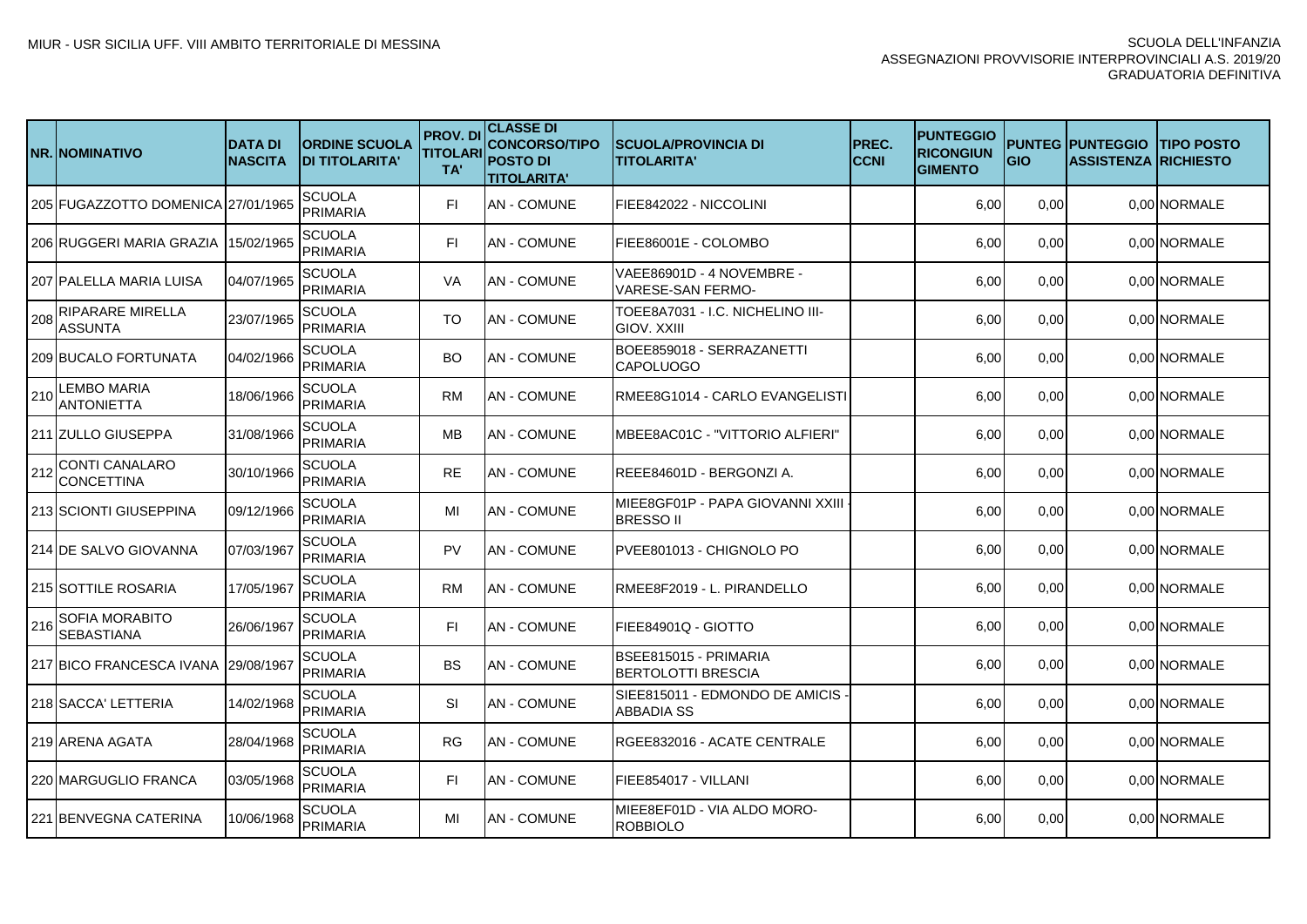| NR. | NOMINATIVO | DATA DI NASCITA | ORDINE SCUOLA DI TITOLARITA' | PROV. DI TITOLARITA' | CLASSE DI CONCORSO/TIPO POSTO DI TITOLARITA' | SCUOLA/PROVINCIA DI TITOLARITA' | PREC. CCNI | PUNTEGGIO RICONGIUNGIMENTO | PUNTEGGIO | PUNTEGGIO ASSISTENZA | TIPO POSTO RICHIESTO |
|---|---|---|---|---|---|---|---|---|---|---|---|
| 205 | FUGAZZOTTO DOMENICA | 27/01/1965 | SCUOLA PRIMARIA | FI | AN - COMUNE | FIEE842022 - NICCOLINI | | 6,00 | 0,00 | 0,00 | NORMALE |
| 206 | RUGGERI MARIA GRAZIA | 15/02/1965 | SCUOLA PRIMARIA | FI | AN - COMUNE | FIEE86001E - COLOMBO | | 6,00 | 0,00 | 0,00 | NORMALE |
| 207 | PALELLA MARIA LUISA | 04/07/1965 | SCUOLA PRIMARIA | VA | AN - COMUNE | VAEE86901D - 4 NOVEMBRE - VARESE-SAN FERMO- | | 6,00 | 0,00 | 0,00 | NORMALE |
| 208 | RIPARARE MIRELLA ASSUNTA | 23/07/1965 | SCUOLA PRIMARIA | TO | AN - COMUNE | TOEE8A7031 - I.C. NICHELINO III-GIOV. XXIII | | 6,00 | 0,00 | 0,00 | NORMALE |
| 209 | BUCALO FORTUNATA | 04/02/1966 | SCUOLA PRIMARIA | BO | AN - COMUNE | BOEE859018 - SERRAZANETTI CAPOLUOGO | | 6,00 | 0,00 | 0,00 | NORMALE |
| 210 | LEMBO MARIA ANTONIETTA | 18/06/1966 | SCUOLA PRIMARIA | RM | AN - COMUNE | RMEE8G1014 - CARLO EVANGELISTI | | 6,00 | 0,00 | 0,00 | NORMALE |
| 211 | ZULLO GIUSEPPA | 31/08/1966 | SCUOLA PRIMARIA | MB | AN - COMUNE | MBEE8AC01C - "VITTORIO ALFIERI" | | 6,00 | 0,00 | 0,00 | NORMALE |
| 212 | CONTI CANALARO CONCETTINA | 30/10/1966 | SCUOLA PRIMARIA | RE | AN - COMUNE | REEE84601D - BERGONZI A. | | 6,00 | 0,00 | 0,00 | NORMALE |
| 213 | SCIONTI GIUSEPPINA | 09/12/1966 | SCUOLA PRIMARIA | MI | AN - COMUNE | MIEE8GF01P - PAPA GIOVANNI XXIII - BRESSO II | | 6,00 | 0,00 | 0,00 | NORMALE |
| 214 | DE SALVO GIOVANNA | 07/03/1967 | SCUOLA PRIMARIA | PV | AN - COMUNE | PVEE801013 - CHIGNOLO PO | | 6,00 | 0,00 | 0,00 | NORMALE |
| 215 | SOTTILE ROSARIA | 17/05/1967 | SCUOLA PRIMARIA | RM | AN - COMUNE | RMEE8F2019 - L. PIRANDELLO | | 6,00 | 0,00 | 0,00 | NORMALE |
| 216 | SOFIA MORABITO SEBASTIANA | 26/06/1967 | SCUOLA PRIMARIA | FI | AN - COMUNE | FIEE84901Q - GIOTTO | | 6,00 | 0,00 | 0,00 | NORMALE |
| 217 | BICO FRANCESCA IVANA | 29/08/1967 | SCUOLA PRIMARIA | BS | AN - COMUNE | BSEE815015 - PRIMARIA BERTOLOTTI BRESCIA | | 6,00 | 0,00 | 0,00 | NORMALE |
| 218 | SACCA' LETTERIA | 14/02/1968 | SCUOLA PRIMARIA | SI | AN - COMUNE | SIEE815011 - EDMONDO DE AMICIS - ABBADIA SS | | 6,00 | 0,00 | 0,00 | NORMALE |
| 219 | ARENA AGATA | 28/04/1968 | SCUOLA PRIMARIA | RG | AN - COMUNE | RGEE832016 - ACATE CENTRALE | | 6,00 | 0,00 | 0,00 | NORMALE |
| 220 | MARGUGLIO FRANCA | 03/05/1968 | SCUOLA PRIMARIA | FI | AN - COMUNE | FIEE854017 - VILLANI | | 6,00 | 0,00 | 0,00 | NORMALE |
| 221 | BENVEGNA CATERINA | 10/06/1968 | SCUOLA PRIMARIA | MI | AN - COMUNE | MIEE8EF01D - VIA ALDO MORO-ROBBIOLO | | 6,00 | 0,00 | 0,00 | NORMALE |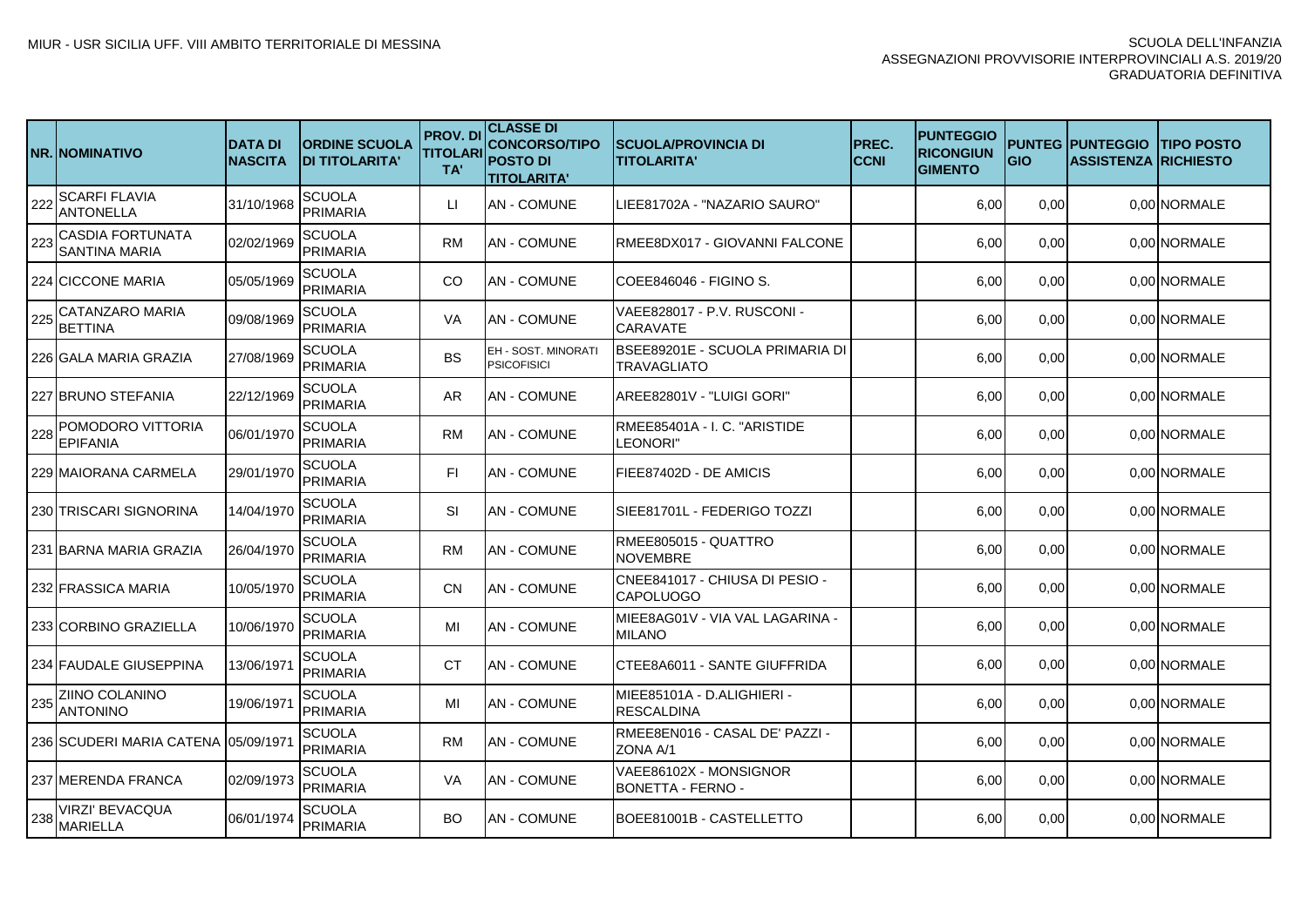| NR. | NOMINATIVO | DATA DI NASCITA | ORDINE SCUOLA DI TITOLARITA' | PROV. DI TITOLARITA' | CLASSE DI CONCORSO/TIPO POSTO DI TITOLARITA' | SCUOLA/PROVINCIA DI TITOLARITA' | PREC. CCNI | PUNTEGGIO RICONGIUNGIMENTO | PUNTEGGIO | PUNTEGGIO ASSISTENZA | TIPO POSTO RICHIESTO |
|---|---|---|---|---|---|---|---|---|---|---|---|
| 222 | SCARFI FLAVIA ANTONELLA | 31/10/1968 | SCUOLA PRIMARIA | LI | AN - COMUNE | LIEE81702A - "NAZARIO SAURO" | | 6,00 | 0,00 | 0,00 | NORMALE |
| 223 | CASDIA FORTUNATA SANTINA MARIA | 02/02/1969 | SCUOLA PRIMARIA | RM | AN - COMUNE | RMEE8DX017 - GIOVANNI FALCONE | | 6,00 | 0,00 | 0,00 | NORMALE |
| 224 | CICCONE MARIA | 05/05/1969 | SCUOLA PRIMARIA | CO | AN - COMUNE | COEE846046 - FIGINO S. | | 6,00 | 0,00 | 0,00 | NORMALE |
| 225 | CATANZARO MARIA BETTINA | 09/08/1969 | SCUOLA PRIMARIA | VA | AN - COMUNE | VAEE828017 - P.V. RUSCONI - CARAVATE | | 6,00 | 0,00 | 0,00 | NORMALE |
| 226 | GALA MARIA GRAZIA | 27/08/1969 | SCUOLA PRIMARIA | BS | EH - SOST. MINORATI PSICOFISICI | BSEE89201E - SCUOLA PRIMARIA DI TRAVAGLIATO | | 6,00 | 0,00 | 0,00 | NORMALE |
| 227 | BRUNO STEFANIA | 22/12/1969 | SCUOLA PRIMARIA | AR | AN - COMUNE | AREE82801V - "LUIGI GORI" | | 6,00 | 0,00 | 0,00 | NORMALE |
| 228 | POMODORO VITTORIA EPIFANIA | 06/01/1970 | SCUOLA PRIMARIA | RM | AN - COMUNE | RMEE85401A - I. C. "ARISTIDE LEONORI" | | 6,00 | 0,00 | 0,00 | NORMALE |
| 229 | MAIORANA CARMELA | 29/01/1970 | SCUOLA PRIMARIA | FI | AN - COMUNE | FIEE87402D - DE AMICIS | | 6,00 | 0,00 | 0,00 | NORMALE |
| 230 | TRISCARI SIGNORINA | 14/04/1970 | SCUOLA PRIMARIA | SI | AN - COMUNE | SIEE81701L - FEDERIGO TOZZI | | 6,00 | 0,00 | 0,00 | NORMALE |
| 231 | BARNA MARIA GRAZIA | 26/04/1970 | SCUOLA PRIMARIA | RM | AN - COMUNE | RMEE805015 - QUATTRO NOVEMBRE | | 6,00 | 0,00 | 0,00 | NORMALE |
| 232 | FRASSICA MARIA | 10/05/1970 | SCUOLA PRIMARIA | CN | AN - COMUNE | CNEE841017 - CHIUSA DI PESIO - CAPOLUOGO | | 6,00 | 0,00 | 0,00 | NORMALE |
| 233 | CORBINO GRAZIELLA | 10/06/1970 | SCUOLA PRIMARIA | MI | AN - COMUNE | MIEE8AG01V - VIA VAL LAGARINA - MILANO | | 6,00 | 0,00 | 0,00 | NORMALE |
| 234 | FAUDALE GIUSEPPINA | 13/06/1971 | SCUOLA PRIMARIA | CT | AN - COMUNE | CTEE8A6011 - SANTE GIUFFRIDA | | 6,00 | 0,00 | 0,00 | NORMALE |
| 235 | ZIINO COLANINO ANTONINO | 19/06/1971 | SCUOLA PRIMARIA | MI | AN - COMUNE | MIEE85101A - D.ALIGHIERI - RESCALDINA | | 6,00 | 0,00 | 0,00 | NORMALE |
| 236 | SCUDERI MARIA CATENA | 05/09/1971 | SCUOLA PRIMARIA | RM | AN - COMUNE | RMEE8EN016 - CASAL DE' PAZZI - ZONA A/1 | | 6,00 | 0,00 | 0,00 | NORMALE |
| 237 | MERENDA FRANCA | 02/09/1973 | SCUOLA PRIMARIA | VA | AN - COMUNE | VAEE86102X - MONSIGNOR BONETTA - FERNO - | | 6,00 | 0,00 | 0,00 | NORMALE |
| 238 | VIRZI' BEVACQUA MARIELLA | 06/01/1974 | SCUOLA PRIMARIA | BO | AN - COMUNE | BOEE81001B - CASTELLETTO | | 6,00 | 0,00 | 0,00 | NORMALE |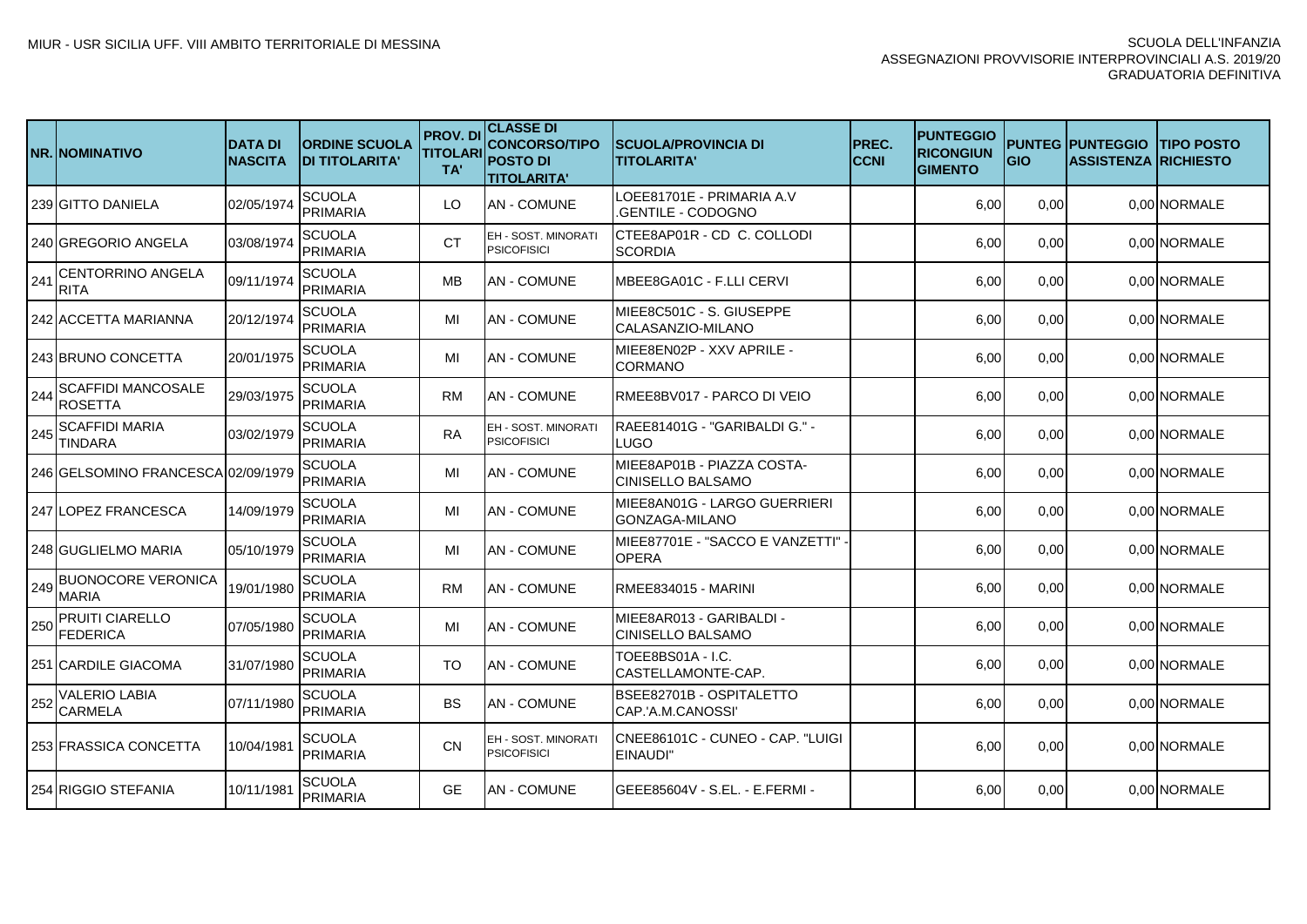| NR. | NOMINATIVO | DATA DI NASCITA | ORDINE SCUOLA DI TITOLARITA' | PROV. DI TITOLARI TA' | CLASSE DI CONCORSO/TIPO POSTO DI TITOLARITA' | SCUOLA/PROVINCIA DI TITOLARITA' | PREC. CCNI | PUNTEGGIO RICONGIUN GIMENTO | PUNTEG GIO | PUNTEGGIO ASSISTENZA | TIPO POSTO RICHIESTO |
|---|---|---|---|---|---|---|---|---|---|---|---|
| 239 | GITTO DANIELA | 02/05/1974 | SCUOLA PRIMARIA | LO | AN - COMUNE | LOEE81701E - PRIMARIA A.V .GENTILE - CODOGNO | | 6,00 | 0,00 | 0,00 | NORMALE |
| 240 | GREGORIO ANGELA | 03/08/1974 | SCUOLA PRIMARIA | CT | EH - SOST. MINORATI PSICOFISICI | CTEE8AP01R - CD C. COLLODI SCORDIA | | 6,00 | 0,00 | 0,00 | NORMALE |
| 241 | CENTORRINO ANGELA RITA | 09/11/1974 | SCUOLA PRIMARIA | MB | AN - COMUNE | MBEE8GA01C - F.LLI CERVI | | 6,00 | 0,00 | 0,00 | NORMALE |
| 242 | ACCETTA MARIANNA | 20/12/1974 | SCUOLA PRIMARIA | MI | AN - COMUNE | MIEE8C501C - S. GIUSEPPE CALASANZIO-MILANO | | 6,00 | 0,00 | 0,00 | NORMALE |
| 243 | BRUNO CONCETTA | 20/01/1975 | SCUOLA PRIMARIA | MI | AN - COMUNE | MIEE8EN02P - XXV APRILE - CORMANO | | 6,00 | 0,00 | 0,00 | NORMALE |
| 244 | SCAFFIDI MANCOSALE ROSETTA | 29/03/1975 | SCUOLA PRIMARIA | RM | AN - COMUNE | RMEE8BV017 - PARCO DI VEIO | | 6,00 | 0,00 | 0,00 | NORMALE |
| 245 | SCAFFIDI MARIA TINDARA | 03/02/1979 | SCUOLA PRIMARIA | RA | EH - SOST. MINORATI PSICOFISICI | RAEE81401G - "GARIBALDI G." - LUGO | | 6,00 | 0,00 | 0,00 | NORMALE |
| 246 | GELSOMINO FRANCESCA | 02/09/1979 | SCUOLA PRIMARIA | MI | AN - COMUNE | MIEE8AP01B - PIAZZA COSTA-CINISELLO BALSAMO | | 6,00 | 0,00 | 0,00 | NORMALE |
| 247 | LOPEZ FRANCESCA | 14/09/1979 | SCUOLA PRIMARIA | MI | AN - COMUNE | MIEE8AN01G - LARGO GUERRIERI GONZAGA-MILANO | | 6,00 | 0,00 | 0,00 | NORMALE |
| 248 | GUGLIELMO MARIA | 05/10/1979 | SCUOLA PRIMARIA | MI | AN - COMUNE | MIEE87701E - "SACCO E VANZETTI" - OPERA | | 6,00 | 0,00 | 0,00 | NORMALE |
| 249 | BUONOCORE VERONICA MARIA | 19/01/1980 | SCUOLA PRIMARIA | RM | AN - COMUNE | RMEE834015 - MARINI | | 6,00 | 0,00 | 0,00 | NORMALE |
| 250 | PRUITI CIARELLO FEDERICA | 07/05/1980 | SCUOLA PRIMARIA | MI | AN - COMUNE | MIEE8AR013 - GARIBALDI - CINISELLO BALSAMO | | 6,00 | 0,00 | 0,00 | NORMALE |
| 251 | CARDILE GIACOMA | 31/07/1980 | SCUOLA PRIMARIA | TO | AN - COMUNE | TOEE8BS01A - I.C. CASTELLAMONTE-CAP. | | 6,00 | 0,00 | 0,00 | NORMALE |
| 252 | VALERIO LABIA CARMELA | 07/11/1980 | SCUOLA PRIMARIA | BS | AN - COMUNE | BSEE82701B - OSPITALETTO CAP.'A.M.CANOSSI' | | 6,00 | 0,00 | 0,00 | NORMALE |
| 253 | FRASSICA CONCETTA | 10/04/1981 | SCUOLA PRIMARIA | CN | EH - SOST. MINORATI PSICOFISICI | CNEE86101C - CUNEO - CAP. "LUIGI EINAUDI" | | 6,00 | 0,00 | 0,00 | NORMALE |
| 254 | RIGGIO STEFANIA | 10/11/1981 | SCUOLA PRIMARIA | GE | AN - COMUNE | GEEE85604V - S.EL. - E.FERMI - | | 6,00 | 0,00 | 0,00 | NORMALE |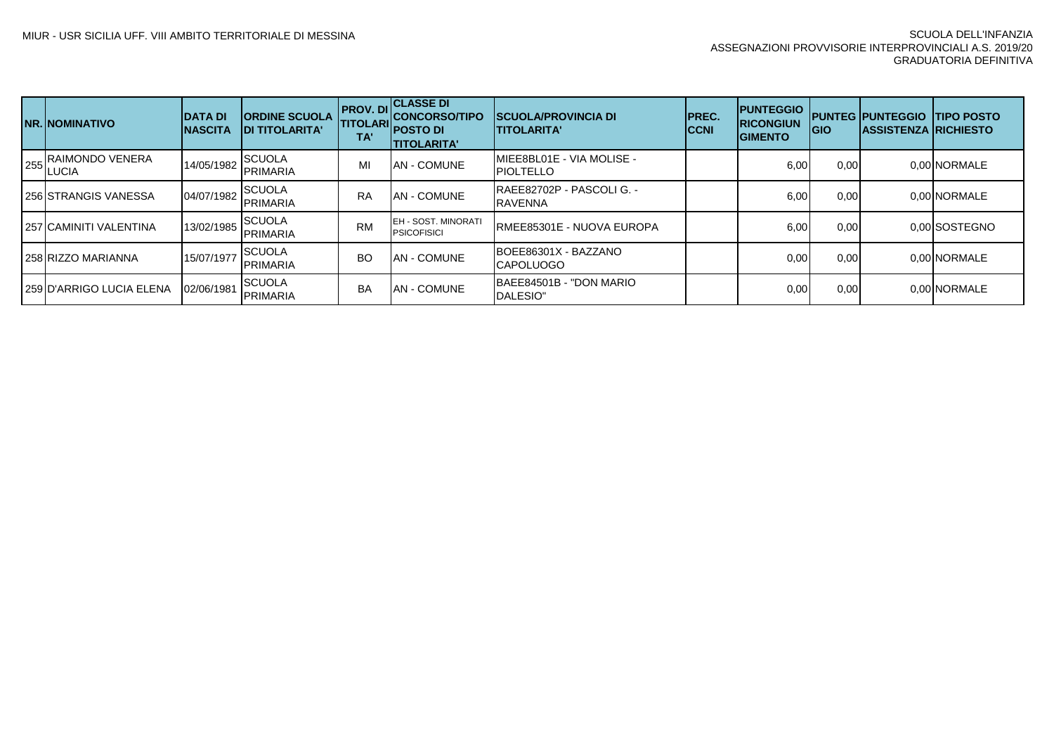| NR. | NOMINATIVO | DATA DI NASCITA | ORDINE SCUOLA DI TITOLARITA' | PROV. DI TITOLARITA' | CLASSE DI CONCORSO/TIPO POSTO DI TITOLARITA' | SCUOLA/PROVINCIA DI TITOLARITA' | PREC. CCNI | PUNTEGGIO RICONGIUNGIMENTO | PUNTEGGIO | PUNTEGGIO ASSISTENZA | TIPO POSTO RICHIESTO |
|---|---|---|---|---|---|---|---|---|---|---|---|
| 255 | RAIMONDO VENERA LUCIA | 14/05/1982 | SCUOLA PRIMARIA | MI | AN - COMUNE | MIEE8BL01E - VIA MOLISE - PIOLTELLO | | 6,00 | 0,00 | 0,00 | NORMALE |
| 256 | STRANGIS VANESSA | 04/07/1982 | SCUOLA PRIMARIA | RA | AN - COMUNE | RAEE82702P - PASCOLI G. - RAVENNA | | 6,00 | 0,00 | 0,00 | NORMALE |
| 257 | CAMINITI VALENTINA | 13/02/1985 | SCUOLA PRIMARIA | RM | EH - SOST. MINORATI PSICOFISICI | RMEE85301E - NUOVA EUROPA | | 6,00 | 0,00 | 0,00 | SOSTEGNO |
| 258 | RIZZO MARIANNA | 15/07/1977 | SCUOLA PRIMARIA | BO | AN - COMUNE | BOEE86301X - BAZZANO CAPOLUOGO | | 0,00 | 0,00 | 0,00 | NORMALE |
| 259 | D'ARRIGO LUCIA ELENA | 02/06/1981 | SCUOLA PRIMARIA | BA | AN - COMUNE | BAEE84501B - "DON MARIO DALESIO" | | 0,00 | 0,00 | 0,00 | NORMALE |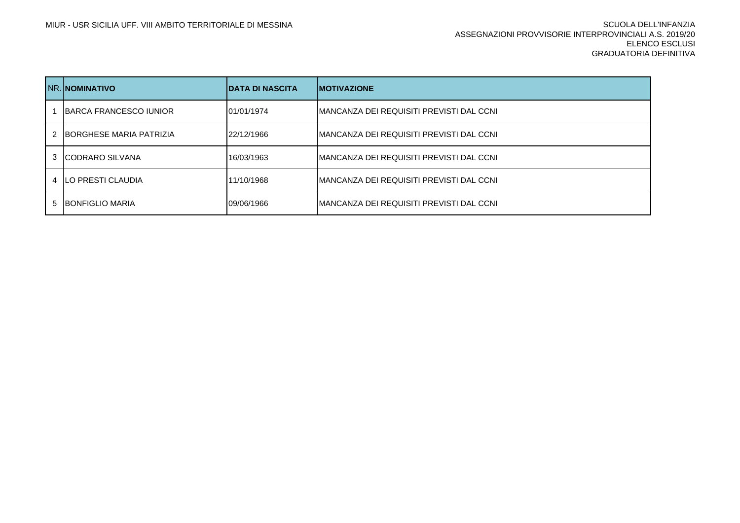MIUR - USR SICILIA UFF. VIII AMBITO TERRITORIALE DI MESSINA

SCUOLA DELL'INFANZIA
ASSEGNAZIONI PROVVISORIE INTERPROVINCIALI A.S. 2019/20
ELENCO ESCLUSI
GRADUATORIA DEFINITIVA

| NR. | NOMINATIVO | DATA DI NASCITA | MOTIVAZIONE |
|---|---|---|---|
| 1 | BARCA FRANCESCO IUNIOR | 01/01/1974 | MANCANZA DEI REQUISITI PREVISTI DAL CCNI |
| 2 | BORGHESE MARIA PATRIZIA | 22/12/1966 | MANCANZA DEI REQUISITI PREVISTI DAL CCNI |
| 3 | CODRARO SILVANA | 16/03/1963 | MANCANZA DEI REQUISITI PREVISTI DAL CCNI |
| 4 | LO PRESTI CLAUDIA | 11/10/1968 | MANCANZA DEI REQUISITI PREVISTI DAL CCNI |
| 5 | BONFIGLIO MARIA | 09/06/1966 | MANCANZA DEI REQUISITI PREVISTI DAL CCNI |